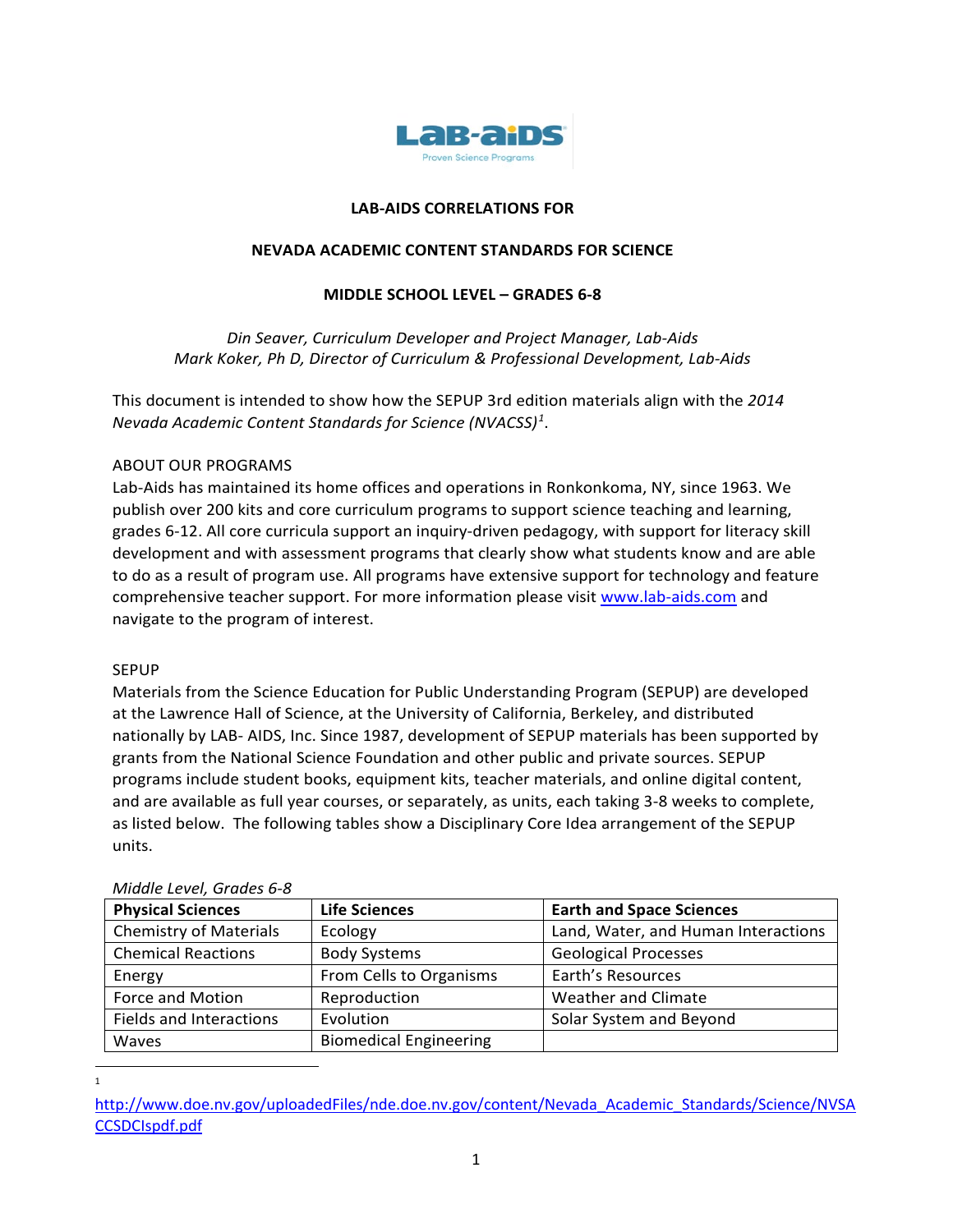**LAB-AIDS CORRELATIONS FOR**

**NEVADA ACADEMIC CONTENT STANDARDS FOR SCIENCE**

**MIDDLE SCHOOL LEVEL – GRADES 6-8**

*Din Seaver, Curriculum Developer and Project Manager, Lab-Aids*
*Mark Koker, Ph D, Director of Curriculum & Professional Development, Lab-Aids*

This document is intended to show how the SEPUP 3rd edition materials align with the *2014 Nevada Academic Content Standards for Science (NVACSS)*[1].

ABOUT OUR PROGRAMS

Lab-Aids has maintained its home offices and operations in Ronkonkoma, NY, since 1963. We publish over 200 kits and core curriculum programs to support science teaching and learning, grades 6-12. All core curricula support an inquiry-driven pedagogy, with support for literacy skill development and with assessment programs that clearly show what students know and are able to do as a result of program use. All programs have extensive support for technology and feature comprehensive teacher support. For more information please visit www.lab-aids.com and navigate to the program of interest.

SEPUP

Materials from the Science Education for Public Understanding Program (SEPUP) are developed at the Lawrence Hall of Science, at the University of California, Berkeley, and distributed nationally by LAB- AIDS, Inc. Since 1987, development of SEPUP materials has been supported by grants from the National Science Foundation and other public and private sources. SEPUP programs include student books, equipment kits, teacher materials, and online digital content, and are available as full year courses, or separately, as units, each taking 3-8 weeks to complete, as listed below. The following tables show a Disciplinary Core Idea arrangement of the SEPUP units.

*Middle Level, Grades 6-8*

| **Physical Sciences** | **Life Sciences** | **Earth and Space Sciences** |
|---|---|---|
| Chemistry of Materials | Ecology | Land, Water, and Human Interactions |
| Chemical Reactions | Body Systems | Geological Processes |
| Energy | From Cells to Organisms | Earth's Resources |
| Force and Motion | Reproduction | Weather and Climate |
| Fields and Interactions | Evolution | Solar System and Beyond |
| Waves | Biomedical Engineering | |

[1] http://www.doe.nv.gov/uploadedFiles/nde.doe.nv.gov/content/Nevada_Academic_Standards/Science/NVSACCSDCIspdf.pdf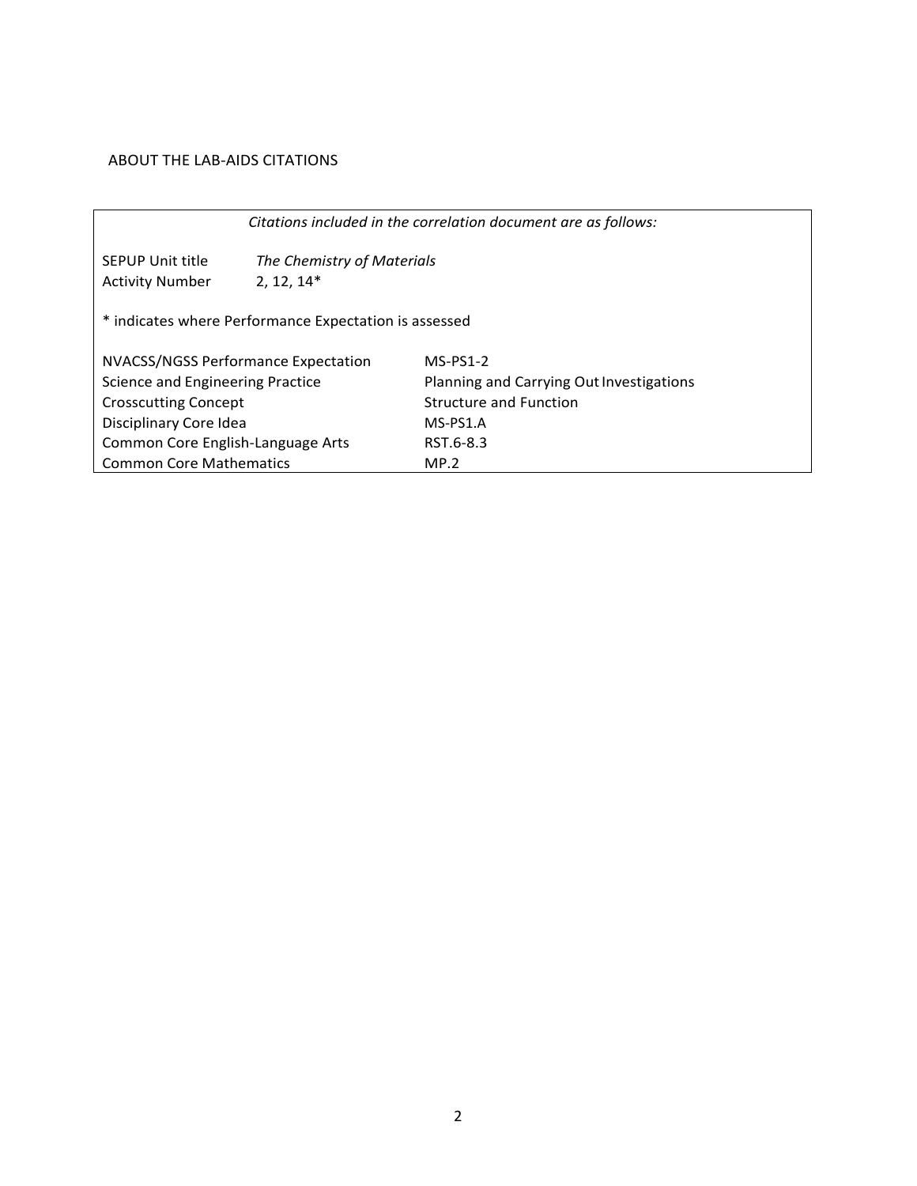ABOUT THE LAB-AIDS CITATIONS

| *Citations included in the correlation document are as follows:* | |
|---|---|
| SEPUP Unit title | *The Chemistry of Materials* |
| Activity Number | 2, 12, 14* |
| * indicates where Performance Expectation is assessed | |
| NVACSS/NGSS Performance Expectation | MS-PS1-2 |
| Science and Engineering Practice | Planning and Carrying Out Investigations |
| Crosscutting Concept | Structure and Function |
| Disciplinary Core Idea | MS-PS1.A |
| Common Core English-Language Arts | RST.6-8.3 |
| Common Core Mathematics | MP.2 |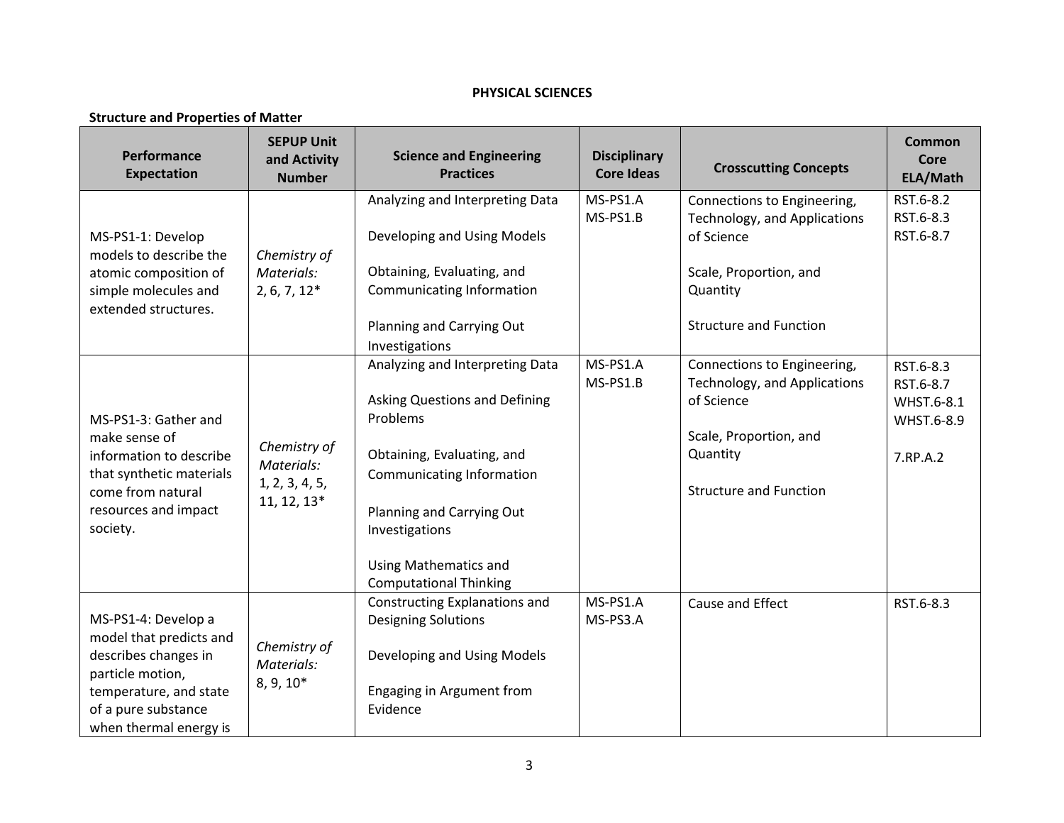## PHYSICAL SCIENCES

### Structure and Properties of Matter

| Performance Expectation | SEPUP Unit and Activity Number | Science and Engineering Practices | Disciplinary Core Ideas | Crosscutting Concepts | Common Core ELA/Math |
|---|---|---|---|---|---|
| MS-PS1-1: Develop models to describe the atomic composition of simple molecules and extended structures. | *Chemistry of Materials:* 2, 6, 7, 12* | Analyzing and Interpreting Data<br><br>Developing and Using Models<br><br>Obtaining, Evaluating, and Communicating Information<br><br>Planning and Carrying Out Investigations | MS-PS1.A<br>MS-PS1.B | Connections to Engineering, Technology, and Applications of Science<br><br>Scale, Proportion, and Quantity<br><br>Structure and Function | RST.6-8.2<br>RST.6-8.3<br>RST.6-8.7 |
| MS-PS1-3: Gather and make sense of information to describe that synthetic materials come from natural resources and impact society. | *Chemistry of Materials:* 1, 2, 3, 4, 5, 11, 12, 13* | Analyzing and Interpreting Data<br><br>Asking Questions and Defining Problems<br><br>Obtaining, Evaluating, and Communicating Information<br><br>Planning and Carrying Out Investigations<br><br>Using Mathematics and Computational Thinking | MS-PS1.A<br>MS-PS1.B | Connections to Engineering, Technology, and Applications of Science<br><br>Scale, Proportion, and Quantity<br><br>Structure and Function | RST.6-8.3<br>RST.6-8.7<br>WHST.6-8.1<br>WHST.6-8.9<br><br>7.RP.A.2 |
| MS-PS1-4: Develop a model that predicts and describes changes in particle motion, temperature, and state of a pure substance when thermal energy is | *Chemistry of Materials:* 8, 9, 10* | Constructing Explanations and Designing Solutions<br><br>Developing and Using Models<br><br>Engaging in Argument from Evidence | MS-PS1.A<br>MS-PS3.A | Cause and Effect | RST.6-8.3 |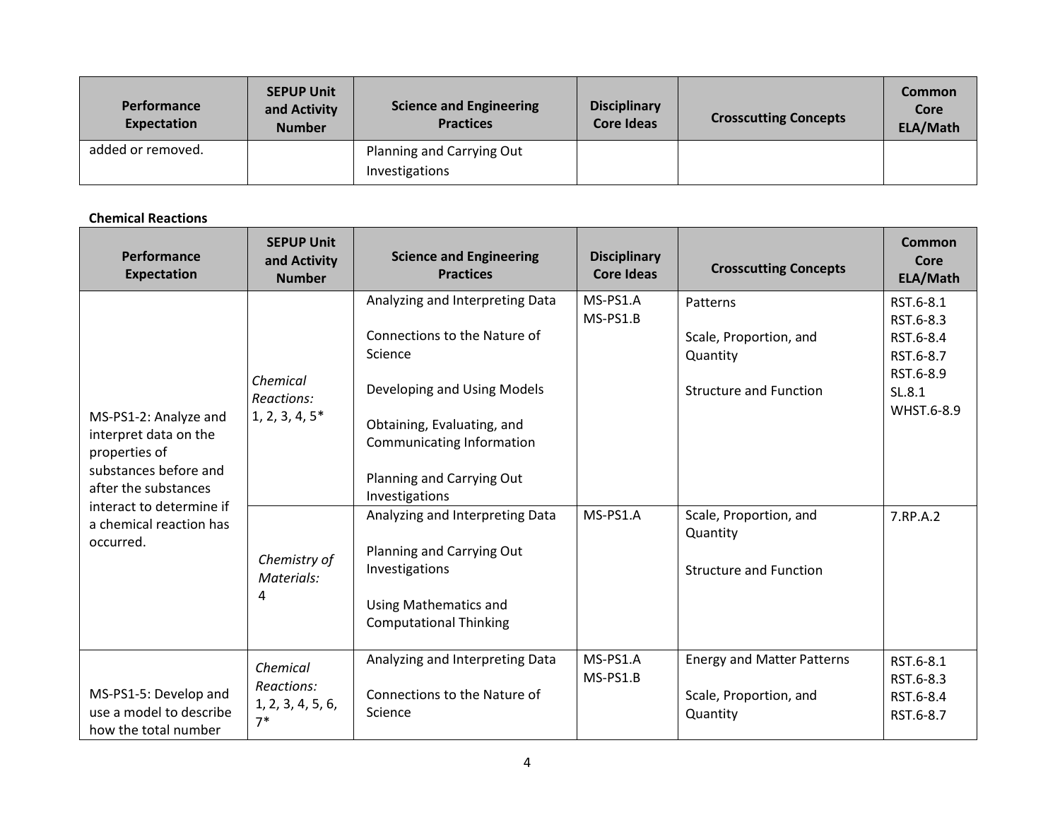| Performance Expectation | SEPUP Unit and Activity Number | Science and Engineering Practices | Disciplinary Core Ideas | Crosscutting Concepts | Common Core ELA/Math |
|---|---|---|---|---|---|
| added or removed. | | Planning and Carrying Out Investigations | | | |

**Chemical Reactions**

| Performance Expectation | SEPUP Unit and Activity Number | Science and Engineering Practices | Disciplinary Core Ideas | Crosscutting Concepts | Common Core ELA/Math |
|---|---|---|---|---|---|
| MS-PS1-2: Analyze and interpret data on the properties of substances before and after the substances interact to determine if a chemical reaction has occurred. | *Chemical Reactions:* 1, 2, 3, 4, 5* | Analyzing and Interpreting Data<br><br>Connections to the Nature of Science<br><br>Developing and Using Models<br><br>Obtaining, Evaluating, and Communicating Information<br><br>Planning and Carrying Out Investigations | MS-PS1.A<br>MS-PS1.B | Patterns<br><br>Scale, Proportion, and Quantity<br><br>Structure and Function | RST.6-8.1<br>RST.6-8.3<br>RST.6-8.4<br>RST.6-8.7<br>RST.6-8.9<br>SL.8.1<br>WHST.6-8.9 |
| | *Chemistry of Materials:* 4 | Analyzing and Interpreting Data<br><br>Planning and Carrying Out Investigations<br><br>Using Mathematics and Computational Thinking | MS-PS1.A | Scale, Proportion, and Quantity<br><br>Structure and Function | 7.RP.A.2 |
| MS-PS1-5: Develop and use a model to describe how the total number | *Chemical Reactions:* 1, 2, 3, 4, 5, 6, 7* | Analyzing and Interpreting Data<br><br>Connections to the Nature of Science | MS-PS1.A<br>MS-PS1.B | Energy and Matter Patterns<br><br>Scale, Proportion, and Quantity | RST.6-8.1<br>RST.6-8.3<br>RST.6-8.4<br>RST.6-8.7 |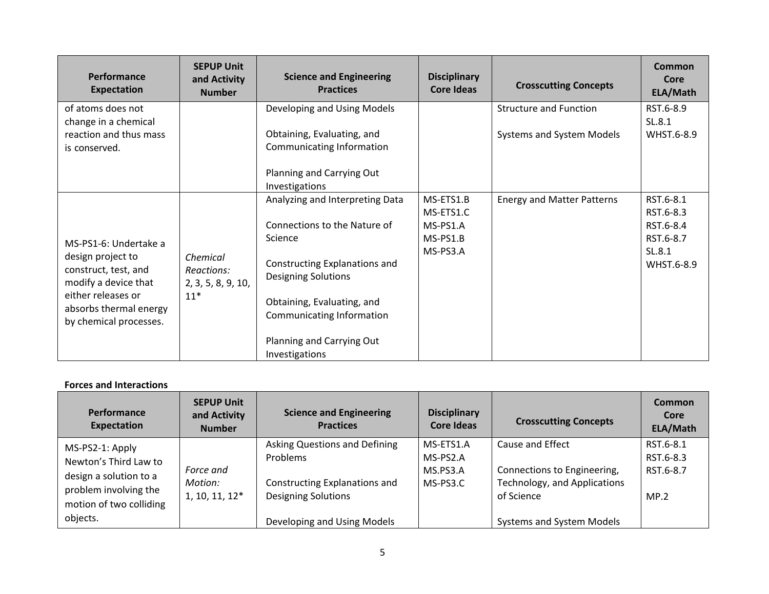| Performance Expectation | SEPUP Unit and Activity Number | Science and Engineering Practices | Disciplinary Core Ideas | Crosscutting Concepts | Common Core ELA/Math |
|---|---|---|---|---|---|
| of atoms does not change in a chemical reaction and thus mass is conserved. | | Developing and Using Models<br><br>Obtaining, Evaluating, and Communicating Information<br><br>Planning and Carrying Out Investigations | | Structure and Function<br><br>Systems and System Models | RST.6-8.9<br>SL.8.1<br>WHST.6-8.9 |
| MS-PS1-6: Undertake a design project to construct, test, and modify a device that either releases or absorbs thermal energy by chemical processes. | *Chemical Reactions:*<br>2, 3, 5, 8, 9, 10, 11* | Analyzing and Interpreting Data<br><br>Connections to the Nature of Science<br><br>Constructing Explanations and Designing Solutions<br><br>Obtaining, Evaluating, and Communicating Information<br><br>Planning and Carrying Out Investigations | MS-ETS1.B<br>MS-ETS1.C<br>MS-PS1.A<br>MS-PS1.B<br>MS-PS3.A | Energy and Matter Patterns | RST.6-8.1<br>RST.6-8.3<br>RST.6-8.4<br>RST.6-8.7<br>SL.8.1<br>WHST.6-8.9 |

**Forces and Interactions**

| Performance Expectation | SEPUP Unit and Activity Number | Science and Engineering Practices | Disciplinary Core Ideas | Crosscutting Concepts | Common Core ELA/Math |
|---|---|---|---|---|---|
| MS-PS2-1: Apply Newton's Third Law to design a solution to a problem involving the motion of two colliding objects. | *Force and Motion:*<br>1, 10, 11, 12* | Asking Questions and Defining Problems<br><br>Constructing Explanations and Designing Solutions<br><br>Developing and Using Models | MS-ETS1.A<br>MS-PS2.A<br>MS.PS3.A<br>MS-PS3.C | Cause and Effect<br><br>Connections to Engineering, Technology, and Applications of Science<br><br>Systems and System Models | RST.6-8.1<br>RST.6-8.3<br>RST.6-8.7<br><br>MP.2 |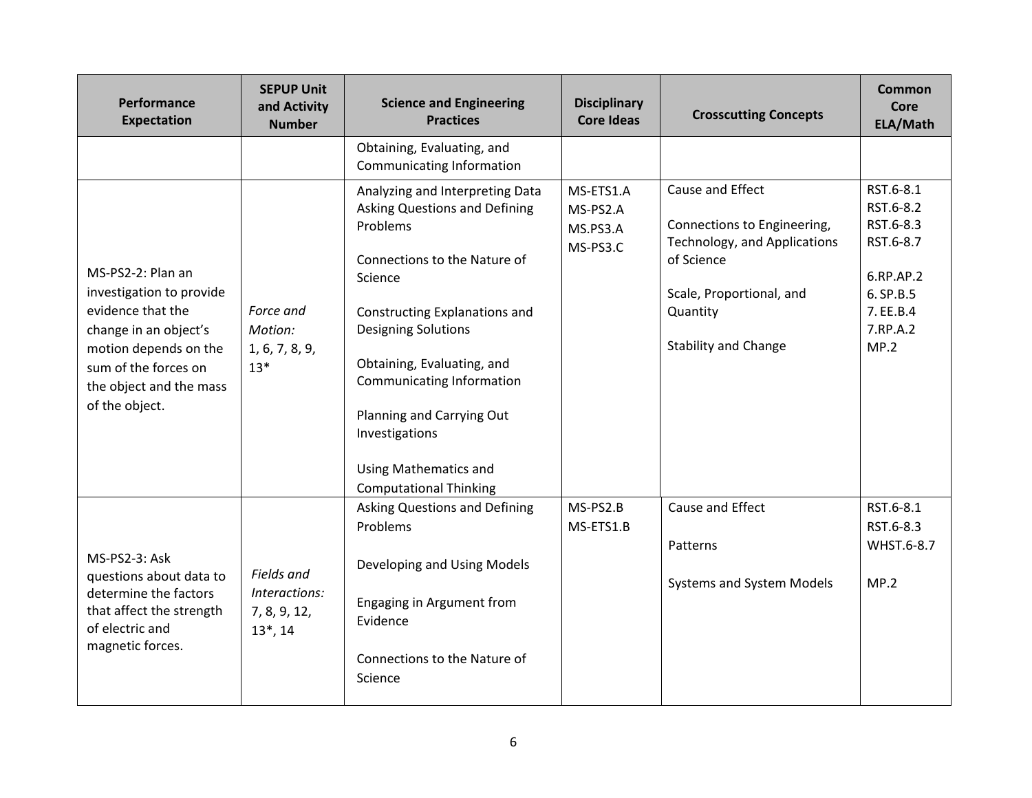| Performance Expectation | SEPUP Unit and Activity Number | Science and Engineering Practices | Disciplinary Core Ideas | Crosscutting Concepts | Common Core ELA/Math |
|---|---|---|---|---|---|
| | | Obtaining, Evaluating, and Communicating Information | | | |
| MS-PS2-2: Plan an investigation to provide evidence that the change in an object's motion depends on the sum of the forces on the object and the mass of the object. | *Force and Motion:* 1, 6, 7, 8, 9, 13* | Analyzing and Interpreting Data<br>Asking Questions and Defining Problems<br><br>Connections to the Nature of Science<br><br>Constructing Explanations and Designing Solutions<br><br>Obtaining, Evaluating, and Communicating Information<br><br>Planning and Carrying Out Investigations<br><br>Using Mathematics and Computational Thinking | MS-ETS1.A<br>MS-PS2.A<br>MS.PS3.A<br>MS-PS3.C | Cause and Effect<br><br>Connections to Engineering, Technology, and Applications of Science<br><br>Scale, Proportional, and Quantity<br><br>Stability and Change | RST.6-8.1<br>RST.6-8.2<br>RST.6-8.3<br>RST.6-8.7<br><br>6.RP.AP.2<br>6. SP.B.5<br>7. EE.B.4<br>7.RP.A.2<br>MP.2 |
| MS-PS2-3: Ask questions about data to determine the factors that affect the strength of electric and magnetic forces. | *Fields and Interactions:* 7, 8, 9, 12, 13*, 14 | Asking Questions and Defining Problems<br><br>Developing and Using Models<br><br>Engaging in Argument from Evidence<br><br>Connections to the Nature of Science | MS-PS2.B<br>MS-ETS1.B | Cause and Effect<br><br>Patterns<br><br>Systems and System Models | RST.6-8.1<br>RST.6-8.3<br>WHST.6-8.7<br><br>MP.2 |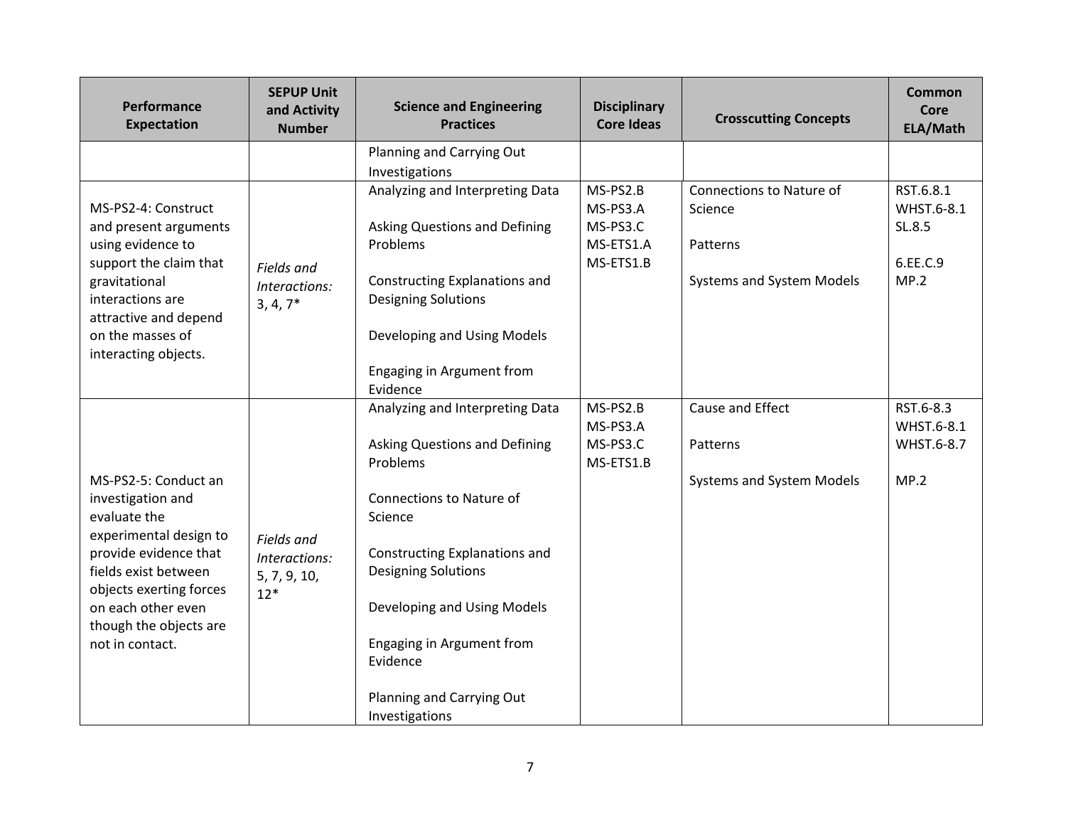| Performance Expectation | SEPUP Unit and Activity Number | Science and Engineering Practices | Disciplinary Core Ideas | Crosscutting Concepts | Common Core ELA/Math |
|---|---|---|---|---|---|
| | | Planning and Carrying Out Investigations | | | |
| MS-PS2-4: Construct and present arguments using evidence to support the claim that gravitational interactions are attractive and depend on the masses of interacting objects. | *Fields and Interactions:* 3, 4, 7* | Analyzing and Interpreting Data<br><br>Asking Questions and Defining Problems<br><br>Constructing Explanations and Designing Solutions<br><br>Developing and Using Models<br><br>Engaging in Argument from Evidence | MS-PS2.B<br>MS-PS3.A<br>MS-PS3.C<br>MS-ETS1.A<br>MS-ETS1.B | Connections to Nature of Science<br><br>Patterns<br><br>Systems and System Models | RST.6.8.1<br>WHST.6-8.1<br>SL.8.5<br><br>6.EE.C.9<br>MP.2 |
| MS-PS2-5: Conduct an investigation and evaluate the experimental design to provide evidence that fields exist between objects exerting forces on each other even though the objects are not in contact. | *Fields and Interactions:* 5, 7, 9, 10, 12* | Analyzing and Interpreting Data<br><br>Asking Questions and Defining Problems<br><br>Connections to Nature of Science<br><br>Constructing Explanations and Designing Solutions<br><br>Developing and Using Models<br><br>Engaging in Argument from Evidence<br><br>Planning and Carrying Out Investigations | MS-PS2.B<br>MS-PS3.A<br>MS-PS3.C<br>MS-ETS1.B | Cause and Effect<br><br>Patterns<br><br>Systems and System Models | RST.6-8.3<br>WHST.6-8.1<br>WHST.6-8.7<br><br>MP.2 |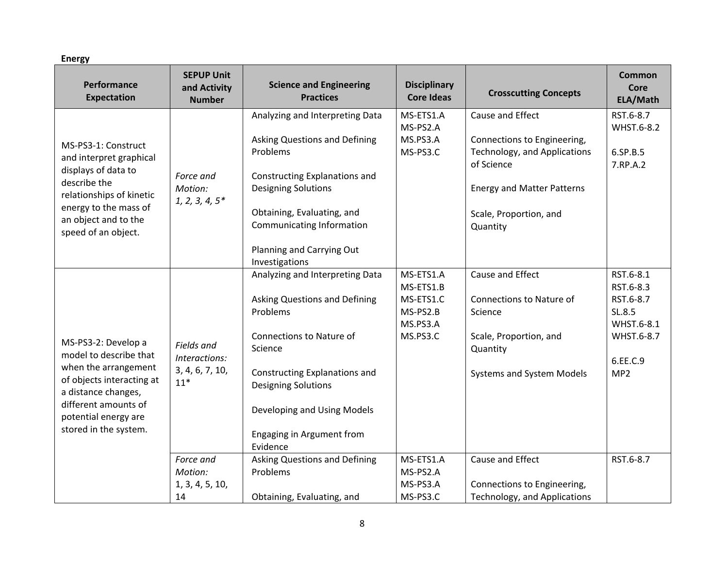**Energy**

| Performance Expectation | SEPUP Unit and Activity Number | Science and Engineering Practices | Disciplinary Core Ideas | Crosscutting Concepts | Common Core ELA/Math |
|---|---|---|---|---|---|
| MS-PS3-1: Construct and interpret graphical displays of data to describe the relationships of kinetic energy to the mass of an object and to the speed of an object. | *Force and Motion: 1, 2, 3, 4, 5** | Analyzing and Interpreting Data<br><br>Asking Questions and Defining Problems<br><br>Constructing Explanations and Designing Solutions<br><br>Obtaining, Evaluating, and Communicating Information<br><br>Planning and Carrying Out Investigations | MS-ETS1.A<br>MS-PS2.A<br>MS.PS3.A<br>MS-PS3.C | Cause and Effect<br><br>Connections to Engineering, Technology, and Applications of Science<br><br>Energy and Matter Patterns<br><br>Scale, Proportion, and Quantity | RST.6-8.7<br>WHST.6-8.2<br><br>6.SP.B.5<br>7.RP.A.2 |
| MS-PS3-2: Develop a model to describe that when the arrangement of objects interacting at a distance changes, different amounts of potential energy are stored in the system. | *Fields and Interactions: 3, 4, 6, 7, 10, 11** | Analyzing and Interpreting Data<br><br>Asking Questions and Defining Problems<br><br>Connections to Nature of Science<br><br>Constructing Explanations and Designing Solutions<br><br>Developing and Using Models<br><br>Engaging in Argument from Evidence | MS-ETS1.A<br>MS-ETS1.B<br>MS-ETS1.C<br>MS-PS2.B<br>MS.PS3.A<br>MS.PS3.C | Cause and Effect<br><br>Connections to Nature of Science<br><br>Scale, Proportion, and Quantity<br><br>Systems and System Models | RST.6-8.1<br>RST.6-8.3<br>RST.6-8.7<br>SL.8.5<br>WHST.6-8.1<br>WHST.6-8.7<br><br>6.EE.C.9<br>MP2 |
| | *Force and Motion:* 1, 3, 4, 5, 10, 14 | Asking Questions and Defining Problems<br><br>Obtaining, Evaluating, and | MS-ETS1.A<br>MS-PS2.A<br>MS-PS3.A<br>MS-PS3.C | Cause and Effect<br><br>Connections to Engineering, Technology, and Applications | RST.6-8.7 |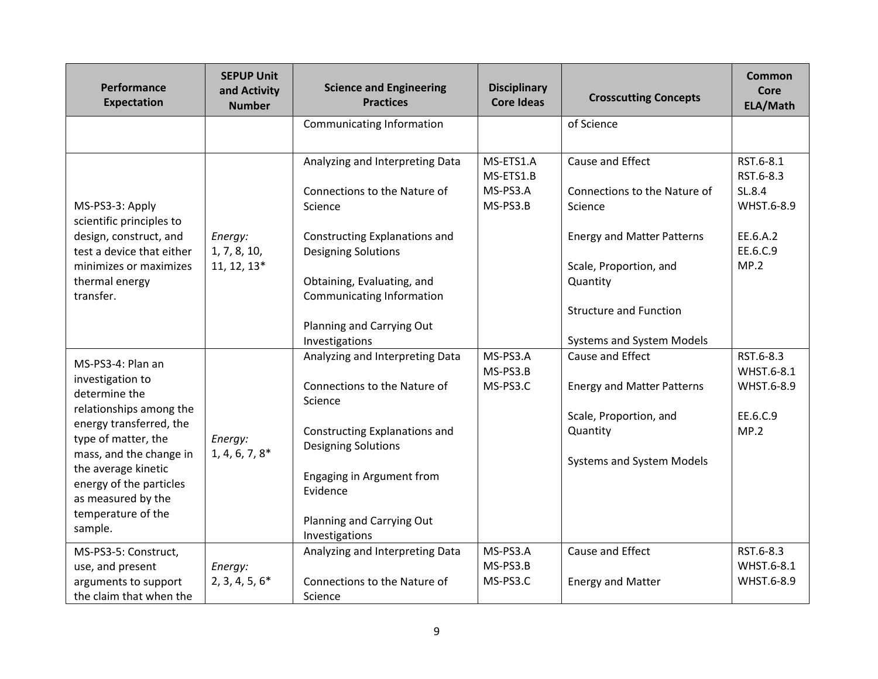| Performance Expectation | SEPUP Unit and Activity Number | Science and Engineering Practices | Disciplinary Core Ideas | Crosscutting Concepts | Common Core ELA/Math |
|---|---|---|---|---|---|
| | | Communicating Information | | of Science | |
| MS-PS3-3: Apply scientific principles to design, construct, and test a device that either minimizes or maximizes thermal energy transfer. | *Energy:* 1, 7, 8, 10, 11, 12, 13* | Analyzing and Interpreting Data<br><br>Connections to the Nature of Science<br><br>Constructing Explanations and Designing Solutions<br><br>Obtaining, Evaluating, and Communicating Information<br><br>Planning and Carrying Out Investigations | MS-ETS1.A<br>MS-ETS1.B<br>MS-PS3.A<br>MS-PS3.B | Cause and Effect<br><br>Connections to the Nature of Science<br><br>Energy and Matter Patterns<br><br>Scale, Proportion, and Quantity<br><br>Structure and Function<br><br>Systems and System Models | RST.6-8.1<br>RST.6-8.3<br>SL.8.4<br>WHST.6-8.9<br><br>EE.6.A.2<br>EE.6.C.9<br>MP.2 |
| MS-PS3-4: Plan an investigation to determine the relationships among the energy transferred, the type of matter, the mass, and the change in the average kinetic energy of the particles as measured by the temperature of the sample. | *Energy:* 1, 4, 6, 7, 8* | Analyzing and Interpreting Data<br><br>Connections to the Nature of Science<br><br>Constructing Explanations and Designing Solutions<br><br>Engaging in Argument from Evidence<br><br>Planning and Carrying Out Investigations | MS-PS3.A<br>MS-PS3.B<br>MS-PS3.C | Cause and Effect<br><br>Energy and Matter Patterns<br><br>Scale, Proportion, and Quantity<br><br>Systems and System Models | RST.6-8.3<br>WHST.6-8.1<br>WHST.6-8.9<br><br>EE.6.C.9<br>MP.2 |
| MS-PS3-5: Construct, use, and present arguments to support the claim that when the | *Energy:* 2, 3, 4, 5, 6* | Analyzing and Interpreting Data<br><br>Connections to the Nature of Science | MS-PS3.A<br>MS-PS3.B<br>MS-PS3.C | Cause and Effect<br><br>Energy and Matter | RST.6-8.3<br>WHST.6-8.1<br>WHST.6-8.9 |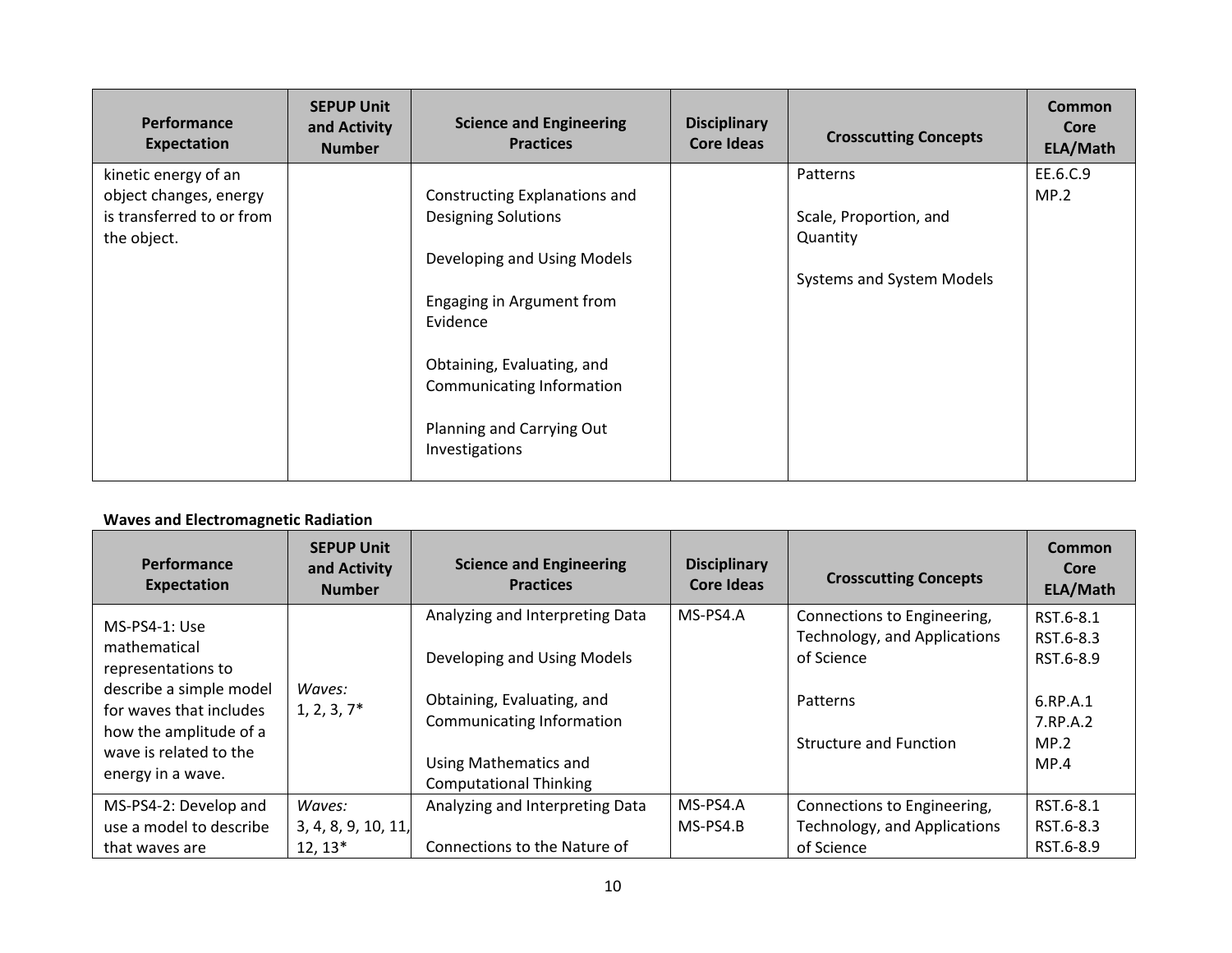| Performance Expectation | SEPUP Unit and Activity Number | Science and Engineering Practices | Disciplinary Core Ideas | Crosscutting Concepts | Common Core ELA/Math |
|---|---|---|---|---|---|
| kinetic energy of an object changes, energy is transferred to or from the object. | | Constructing Explanations and Designing Solutions<br><br>Developing and Using Models<br><br>Engaging in Argument from Evidence<br><br>Obtaining, Evaluating, and Communicating Information<br><br>Planning and Carrying Out Investigations | | Patterns<br><br>Scale, Proportion, and Quantity<br><br>Systems and System Models | EE.6.C.9<br>MP.2 |

**Waves and Electromagnetic Radiation**

| Performance Expectation | SEPUP Unit and Activity Number | Science and Engineering Practices | Disciplinary Core Ideas | Crosscutting Concepts | Common Core ELA/Math |
|---|---|---|---|---|---|
| MS-PS4-1: Use mathematical representations to describe a simple model for waves that includes how the amplitude of a wave is related to the energy in a wave. | *Waves:*<br>1, 2, 3, 7* | Analyzing and Interpreting Data<br><br>Developing and Using Models<br><br>Obtaining, Evaluating, and Communicating Information<br><br>Using Mathematics and Computational Thinking | MS-PS4.A | Connections to Engineering, Technology, and Applications of Science<br><br>Patterns<br><br>Structure and Function | RST.6-8.1<br>RST.6-8.3<br>RST.6-8.9<br><br>6.RP.A.1<br>7.RP.A.2<br>MP.2<br>MP.4 |
| MS-PS4-2: Develop and use a model to describe that waves are | *Waves:*<br>3, 4, 8, 9, 10, 11, 12, 13* | Analyzing and Interpreting Data<br><br>Connections to the Nature of | MS-PS4.A<br>MS-PS4.B | Connections to Engineering, Technology, and Applications of Science | RST.6-8.1<br>RST.6-8.3<br>RST.6-8.9 |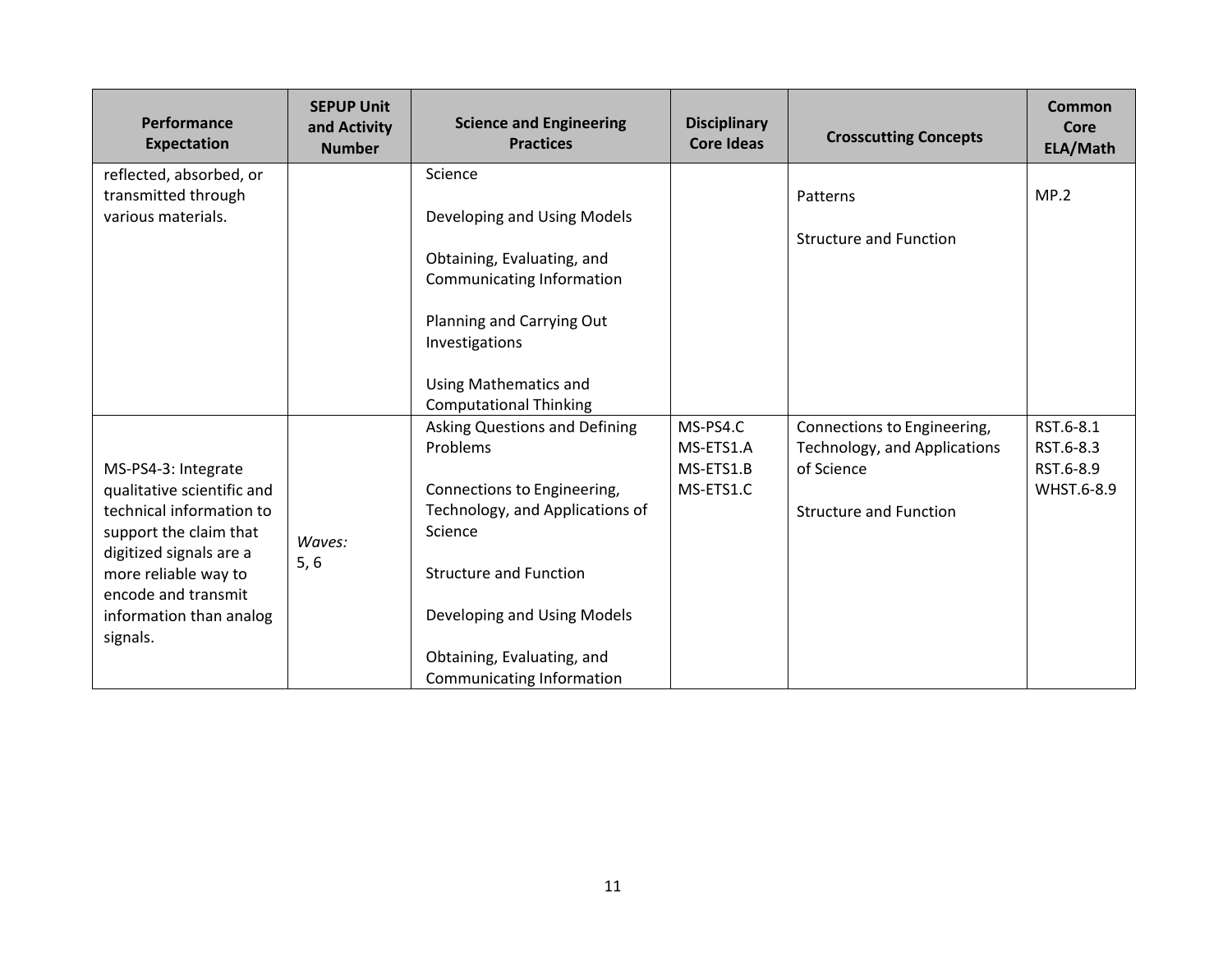| Performance Expectation | SEPUP Unit and Activity Number | Science and Engineering Practices | Disciplinary Core Ideas | Crosscutting Concepts | Common Core ELA/Math |
|---|---|---|---|---|---|
| reflected, absorbed, or transmitted through various materials. | | Science<br><br>Developing and Using Models<br><br>Obtaining, Evaluating, and Communicating Information<br><br>Planning and Carrying Out Investigations<br><br>Using Mathematics and Computational Thinking | | Patterns<br><br>Structure and Function | MP.2 |
| MS-PS4-3: Integrate qualitative scientific and technical information to support the claim that digitized signals are a more reliable way to encode and transmit information than analog signals. | *Waves:*<br>5, 6 | Asking Questions and Defining Problems<br><br>Connections to Engineering, Technology, and Applications of Science<br><br>Structure and Function<br><br>Developing and Using Models<br><br>Obtaining, Evaluating, and Communicating Information | MS-PS4.C<br>MS-ETS1.A<br>MS-ETS1.B<br>MS-ETS1.C | Connections to Engineering, Technology, and Applications of Science<br><br>Structure and Function | RST.6-8.1<br>RST.6-8.3<br>RST.6-8.9<br>WHST.6-8.9 |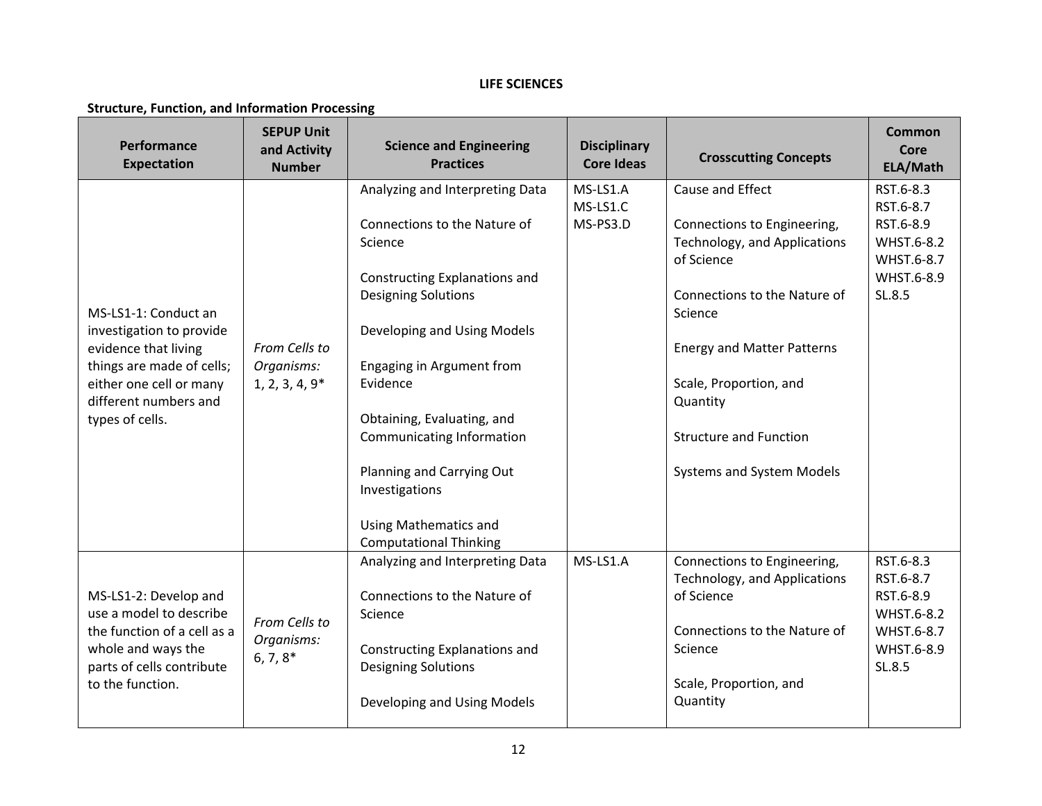# LIFE SCIENCES

**Structure, Function, and Information Processing**

| Performance Expectation | SEPUP Unit and Activity Number | Science and Engineering Practices | Disciplinary Core Ideas | Crosscutting Concepts | Common Core ELA/Math |
|---|---|---|---|---|---|
| MS-LS1-1: Conduct an investigation to provide evidence that living things are made of cells; either one cell or many different numbers and types of cells. | *From Cells to Organisms:* 1, 2, 3, 4, 9* | Analyzing and Interpreting Data<br><br>Connections to the Nature of Science<br><br>Constructing Explanations and Designing Solutions<br><br>Developing and Using Models<br><br>Engaging in Argument from Evidence<br><br>Obtaining, Evaluating, and Communicating Information<br><br>Planning and Carrying Out Investigations<br><br>Using Mathematics and Computational Thinking | MS-LS1.A<br>MS-LS1.C<br>MS-PS3.D | Cause and Effect<br><br>Connections to Engineering, Technology, and Applications of Science<br><br>Connections to the Nature of Science<br><br>Energy and Matter Patterns<br><br>Scale, Proportion, and Quantity<br><br>Structure and Function<br><br>Systems and System Models | RST.6-8.3<br>RST.6-8.7<br>RST.6-8.9<br>WHST.6-8.2<br>WHST.6-8.7<br>WHST.6-8.9<br>SL.8.5 |
| MS-LS1-2: Develop and use a model to describe the function of a cell as a whole and ways the parts of cells contribute to the function. | *From Cells to Organisms:* 6, 7, 8* | Analyzing and Interpreting Data<br><br>Connections to the Nature of Science<br><br>Constructing Explanations and Designing Solutions<br><br>Developing and Using Models | MS-LS1.A | Connections to Engineering, Technology, and Applications of Science<br><br>Connections to the Nature of Science<br><br>Scale, Proportion, and Quantity | RST.6-8.3<br>RST.6-8.7<br>RST.6-8.9<br>WHST.6-8.2<br>WHST.6-8.7<br>WHST.6-8.9<br>SL.8.5 |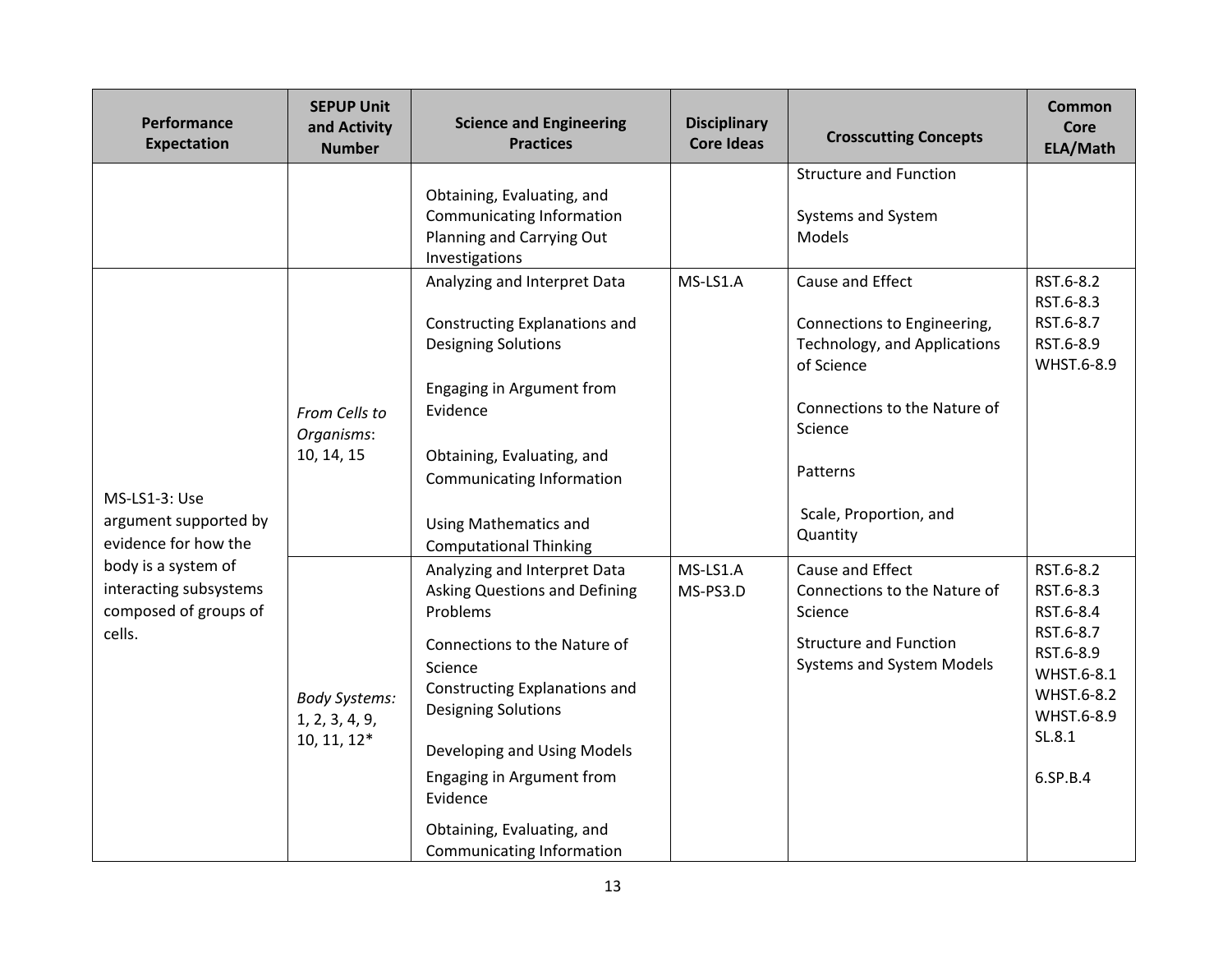| Performance Expectation | SEPUP Unit and Activity Number | Science and Engineering Practices | Disciplinary Core Ideas | Crosscutting Concepts | Common Core ELA/Math |
|---|---|---|---|---|---|
| | | Obtaining, Evaluating, and Communicating Information<br>Planning and Carrying Out Investigations | | Structure and Function<br><br>Systems and System Models | |
| MS-LS1-3: Use argument supported by evidence for how the body is a system of interacting subsystems composed of groups of cells. | *From Cells to Organisms*: 10, 14, 15 | Analyzing and Interpret Data<br><br>Constructing Explanations and Designing Solutions<br><br>Engaging in Argument from Evidence<br><br>Obtaining, Evaluating, and Communicating Information<br><br>Using Mathematics and Computational Thinking | MS-LS1.A | Cause and Effect<br><br>Connections to Engineering, Technology, and Applications of Science<br><br>Connections to the Nature of Science<br><br>Patterns<br><br>Scale, Proportion, and Quantity | RST.6-8.2<br>RST.6-8.3<br>RST.6-8.7<br>RST.6-8.9<br>WHST.6-8.9 |
| | *Body Systems:* 1, 2, 3, 4, 9, 10, 11, 12* | Analyzing and Interpret Data<br>Asking Questions and Defining Problems<br><br>Connections to the Nature of Science<br>Constructing Explanations and Designing Solutions<br><br>Developing and Using Models<br><br>Engaging in Argument from Evidence<br><br>Obtaining, Evaluating, and Communicating Information | MS-LS1.A<br>MS-PS3.D | Cause and Effect<br>Connections to the Nature of Science<br><br>Structure and Function<br>Systems and System Models | RST.6-8.2<br>RST.6-8.3<br>RST.6-8.4<br>RST.6-8.7<br>RST.6-8.9<br>WHST.6-8.1<br>WHST.6-8.2<br>WHST.6-8.9<br>SL.8.1<br><br>6.SP.B.4 |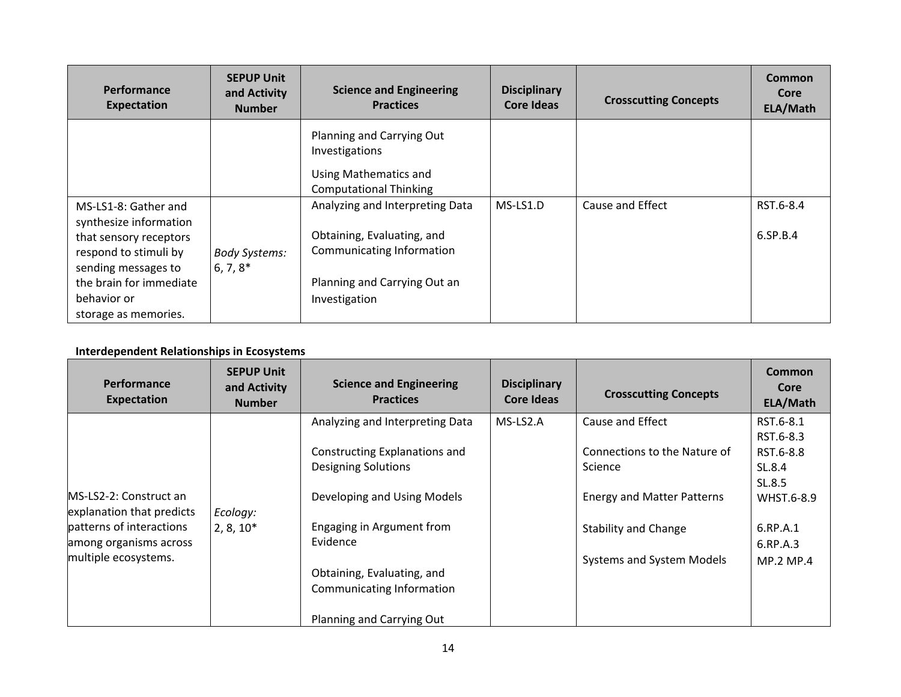| Performance Expectation | SEPUP Unit and Activity Number | Science and Engineering Practices | Disciplinary Core Ideas | Crosscutting Concepts | Common Core ELA/Math |
|---|---|---|---|---|---|
| | | Planning and Carrying Out Investigations<br><br>Using Mathematics and Computational Thinking | | | |
| MS-LS1-8: Gather and synthesize information that sensory receptors respond to stimuli by sending messages to the brain for immediate behavior or storage as memories. | *Body Systems:* 6, 7, 8* | Analyzing and Interpreting Data<br><br>Obtaining, Evaluating, and Communicating Information<br><br>Planning and Carrying Out an Investigation | MS-LS1.D | Cause and Effect | RST.6-8.4<br><br>6.SP.B.4 |

**Interdependent Relationships in Ecosystems**

| Performance Expectation | SEPUP Unit and Activity Number | Science and Engineering Practices | Disciplinary Core Ideas | Crosscutting Concepts | Common Core ELA/Math |
|---|---|---|---|---|---|
| MS-LS2-2: Construct an explanation that predicts patterns of interactions among organisms across multiple ecosystems. | *Ecology:* 2, 8, 10* | Analyzing and Interpreting Data<br><br>Constructing Explanations and Designing Solutions<br><br>Developing and Using Models<br><br>Engaging in Argument from Evidence<br><br>Obtaining, Evaluating, and Communicating Information<br><br>Planning and Carrying Out | MS-LS2.A | Cause and Effect<br><br>Connections to the Nature of Science<br><br>Energy and Matter Patterns<br><br>Stability and Change<br><br>Systems and System Models | RST.6-8.1<br>RST.6-8.3<br>RST.6-8.8<br>SL.8.4<br>SL.8.5<br>WHST.6-8.9<br><br>6.RP.A.1<br>6.RP.A.3<br>MP.2 MP.4 |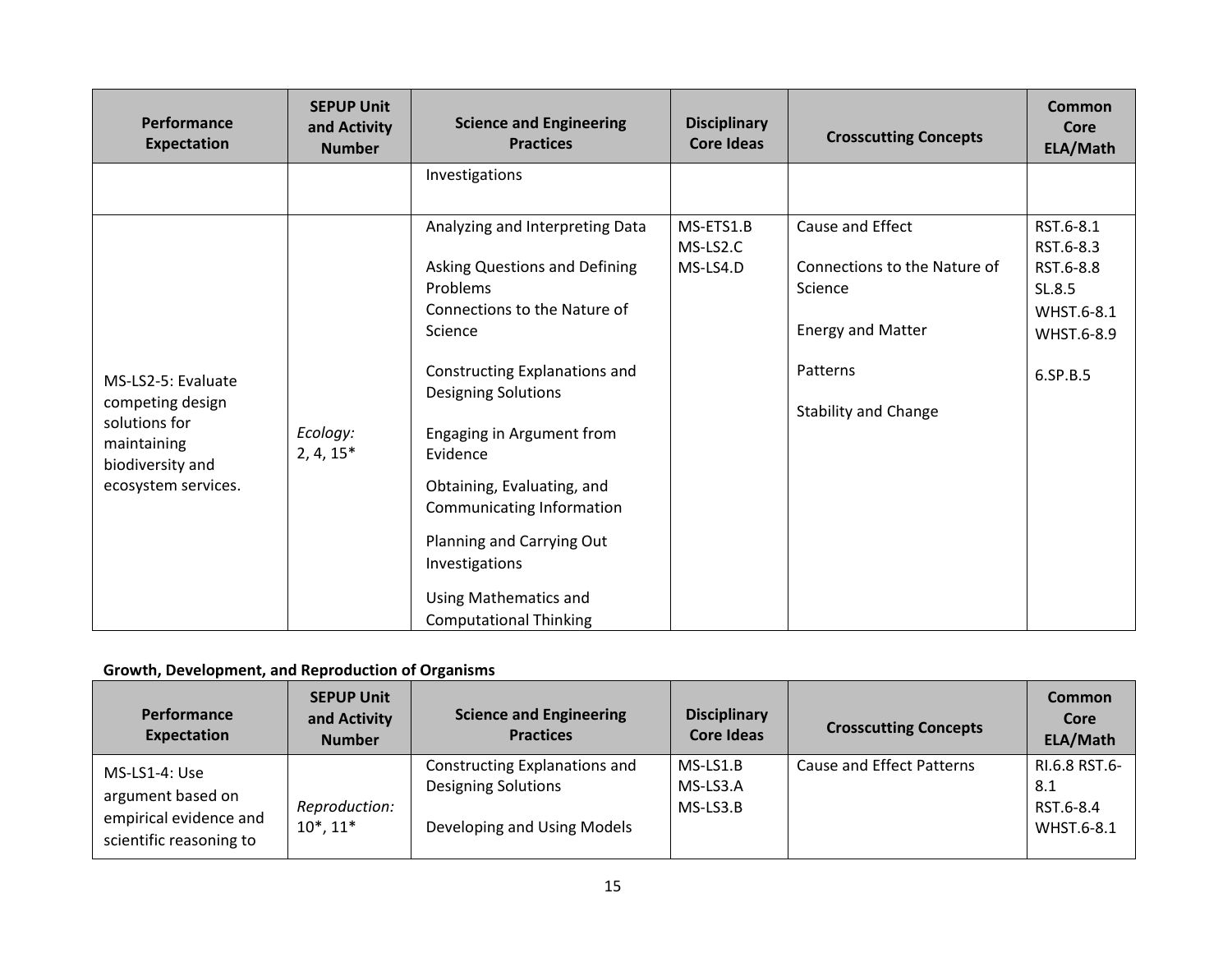| Performance Expectation | SEPUP Unit and Activity Number | Science and Engineering Practices | Disciplinary Core Ideas | Crosscutting Concepts | Common Core ELA/Math |
|---|---|---|---|---|---|
| | | Investigations | | | |
| MS-LS2-5: Evaluate competing design solutions for maintaining biodiversity and ecosystem services. | *Ecology:* 2, 4, 15* | Analyzing and Interpreting Data<br><br>Asking Questions and Defining Problems<br>Connections to the Nature of Science<br><br>Constructing Explanations and Designing Solutions<br><br>Engaging in Argument from Evidence<br><br>Obtaining, Evaluating, and Communicating Information<br><br>Planning and Carrying Out Investigations<br><br>Using Mathematics and Computational Thinking | MS-ETS1.B<br>MS-LS2.C<br>MS-LS4.D | Cause and Effect<br><br>Connections to the Nature of Science<br><br>Energy and Matter<br><br>Patterns<br><br>Stability and Change | RST.6-8.1<br>RST.6-8.3<br>RST.6-8.8<br>SL.8.5<br>WHST.6-8.1<br>WHST.6-8.9<br><br>6.SP.B.5 |

**Growth, Development, and Reproduction of Organisms**

| Performance Expectation | SEPUP Unit and Activity Number | Science and Engineering Practices | Disciplinary Core Ideas | Crosscutting Concepts | Common Core ELA/Math |
|---|---|---|---|---|---|
| MS-LS1-4: Use argument based on empirical evidence and scientific reasoning to | *Reproduction:* 10*, 11* | Constructing Explanations and Designing Solutions<br><br>Developing and Using Models | MS-LS1.B<br>MS-LS3.A<br>MS-LS3.B | Cause and Effect Patterns | RI.6.8 RST.6-8.1<br>RST.6-8.4<br>WHST.6-8.1 |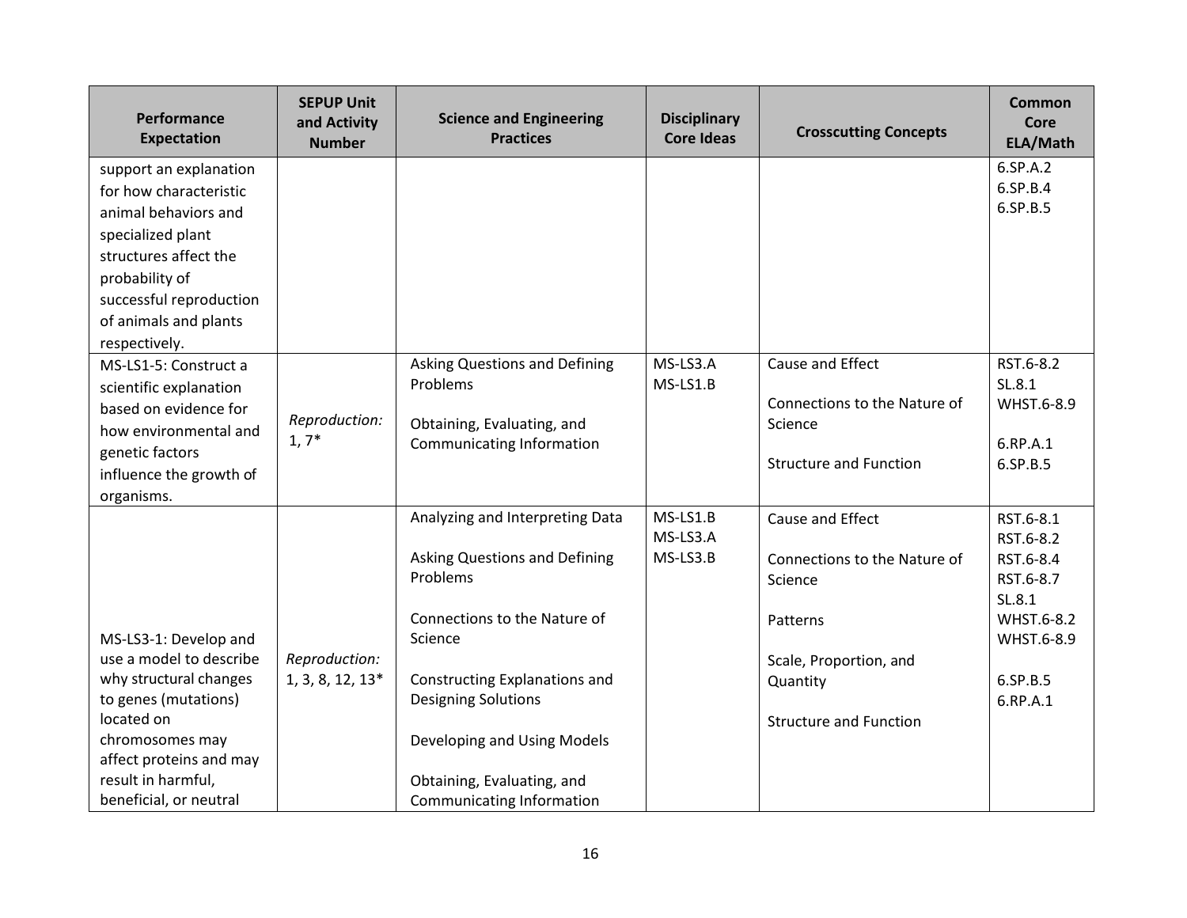| Performance Expectation | SEPUP Unit and Activity Number | Science and Engineering Practices | Disciplinary Core Ideas | Crosscutting Concepts | Common Core ELA/Math |
|---|---|---|---|---|---|
| support an explanation for how characteristic animal behaviors and specialized plant structures affect the probability of successful reproduction of animals and plants respectively. | | | | | 6.SP.A.2<br>6.SP.B.4<br>6.SP.B.5 |
| MS-LS1-5: Construct a scientific explanation based on evidence for how environmental and genetic factors influence the growth of organisms. | *Reproduction:* 1, 7* | Asking Questions and Defining Problems<br><br>Obtaining, Evaluating, and Communicating Information | MS-LS3.A<br>MS-LS1.B | Cause and Effect<br><br>Connections to the Nature of Science<br><br>Structure and Function | RST.6-8.2<br>SL.8.1<br>WHST.6-8.9<br><br>6.RP.A.1<br>6.SP.B.5 |
| MS-LS3-1: Develop and use a model to describe why structural changes to genes (mutations) located on chromosomes may affect proteins and may result in harmful, beneficial, or neutral | *Reproduction:* 1, 3, 8, 12, 13* | Analyzing and Interpreting Data<br><br>Asking Questions and Defining Problems<br><br>Connections to the Nature of Science<br><br>Constructing Explanations and Designing Solutions<br><br>Developing and Using Models<br><br>Obtaining, Evaluating, and Communicating Information | MS-LS1.B<br>MS-LS3.A<br>MS-LS3.B | Cause and Effect<br><br>Connections to the Nature of Science<br><br>Patterns<br><br>Scale, Proportion, and Quantity<br><br>Structure and Function | RST.6-8.1<br>RST.6-8.2<br>RST.6-8.4<br>RST.6-8.7<br>SL.8.1<br>WHST.6-8.2<br>WHST.6-8.9<br><br>6.SP.B.5<br>6.RP.A.1 |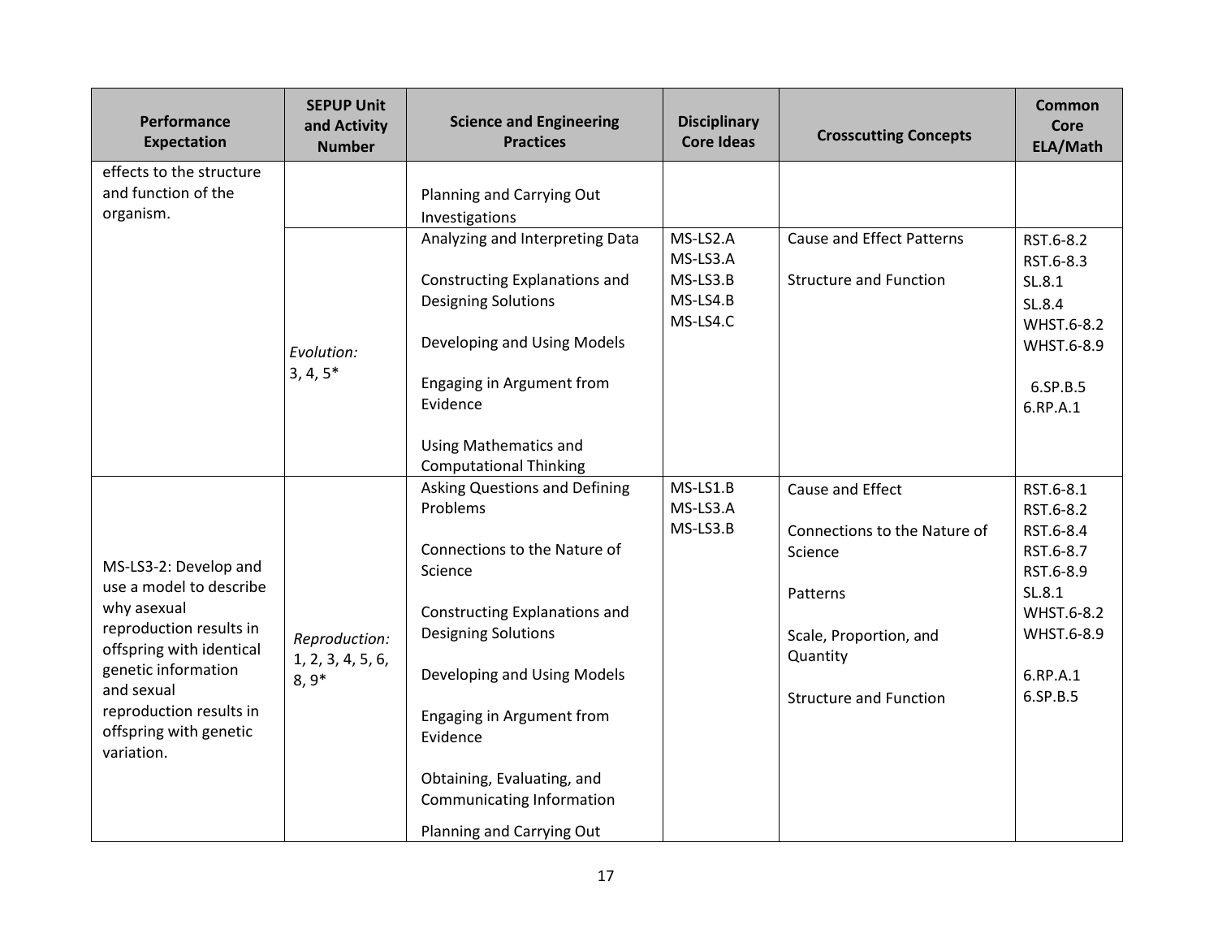| Performance Expectation | SEPUP Unit and Activity Number | Science and Engineering Practices | Disciplinary Core Ideas | Crosscutting Concepts | Common Core ELA/Math |
|---|---|---|---|---|---|
| effects to the structure and function of the organism. | | Planning and Carrying Out Investigations | | | |
| | *Evolution:* 3, 4, 5* | Analyzing and Interpreting Data<br><br>Constructing Explanations and Designing Solutions<br><br>Developing and Using Models<br><br>Engaging in Argument from Evidence<br><br>Using Mathematics and Computational Thinking | MS-LS2.A<br>MS-LS3.A<br>MS-LS3.B<br>MS-LS4.B<br>MS-LS4.C | Cause and Effect Patterns<br><br>Structure and Function | RST.6-8.2<br>RST.6-8.3<br>SL.8.1<br>SL.8.4<br>WHST.6-8.2<br>WHST.6-8.9<br><br>6.SP.B.5<br>6.RP.A.1 |
| MS-LS3-2: Develop and use a model to describe why asexual reproduction results in offspring with identical genetic information and sexual reproduction results in offspring with genetic variation. | *Reproduction:* 1, 2, 3, 4, 5, 6, 8, 9* | Asking Questions and Defining Problems<br><br>Connections to the Nature of Science<br><br>Constructing Explanations and Designing Solutions<br><br>Developing and Using Models<br><br>Engaging in Argument from Evidence<br><br>Obtaining, Evaluating, and Communicating Information<br><br>Planning and Carrying Out | MS-LS1.B<br>MS-LS3.A<br>MS-LS3.B | Cause and Effect<br><br>Connections to the Nature of Science<br><br>Patterns<br><br>Scale, Proportion, and Quantity<br><br>Structure and Function | RST.6-8.1<br>RST.6-8.2<br>RST.6-8.4<br>RST.6-8.7<br>RST.6-8.9<br>SL.8.1<br>WHST.6-8.2<br>WHST.6-8.9<br><br>6.RP.A.1<br>6.SP.B.5 |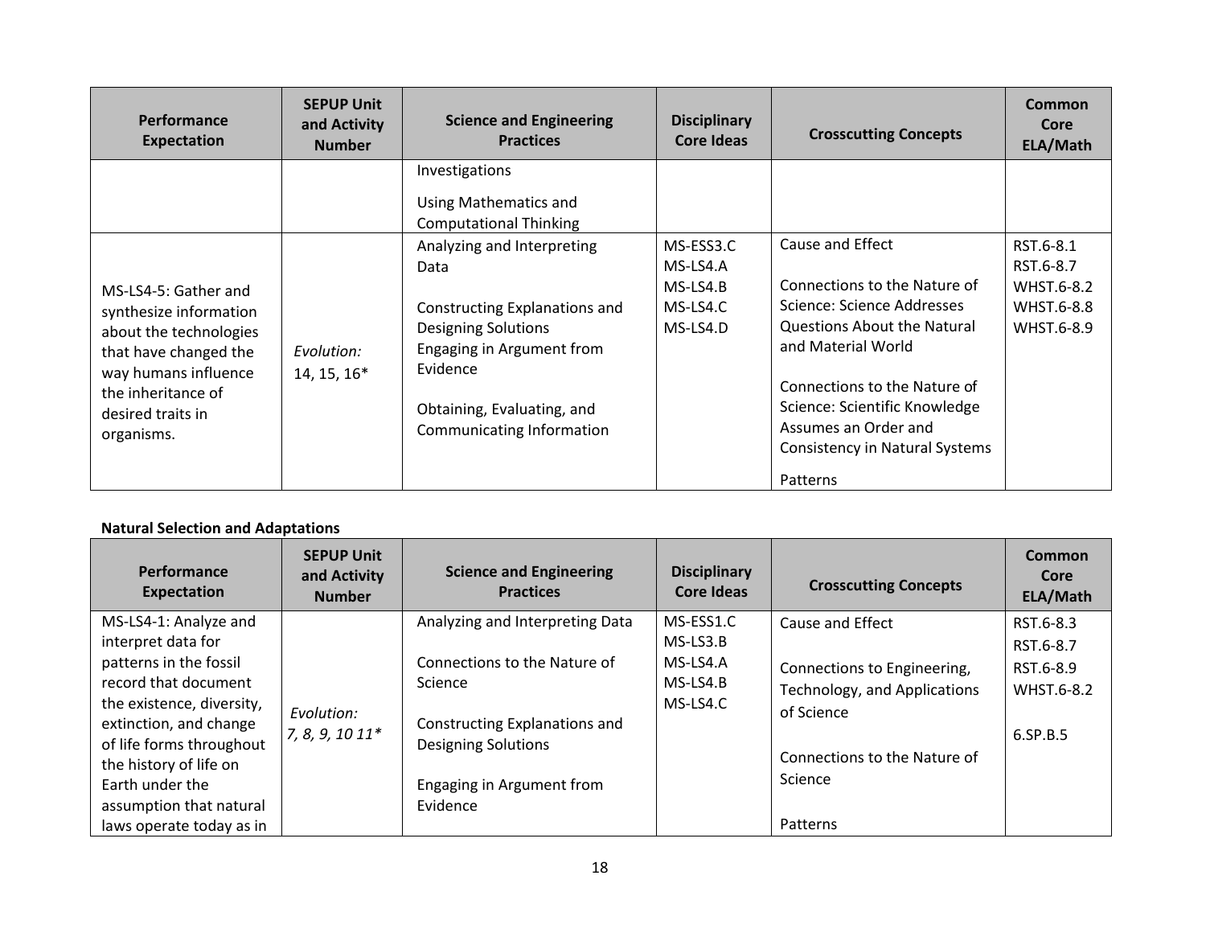| Performance Expectation | SEPUP Unit and Activity Number | Science and Engineering Practices | Disciplinary Core Ideas | Crosscutting Concepts | Common Core ELA/Math |
|---|---|---|---|---|---|
| | | Investigations<br><br>Using Mathematics and Computational Thinking | | | |
| MS-LS4-5: Gather and synthesize information about the technologies that have changed the way humans influence the inheritance of desired traits in organisms. | *Evolution:* 14, 15, 16* | Analyzing and Interpreting Data<br><br>Constructing Explanations and Designing Solutions<br>Engaging in Argument from Evidence<br><br>Obtaining, Evaluating, and Communicating Information | MS-ESS3.C<br>MS-LS4.A<br>MS-LS4.B<br>MS-LS4.C<br>MS-LS4.D | Cause and Effect<br><br>Connections to the Nature of Science: Science Addresses Questions About the Natural and Material World<br><br>Connections to the Nature of Science: Scientific Knowledge Assumes an Order and Consistency in Natural Systems<br><br>Patterns | RST.6-8.1<br>RST.6-8.7<br>WHST.6-8.2<br>WHST.6-8.8<br>WHST.6-8.9 |

**Natural Selection and Adaptations**

| Performance Expectation | SEPUP Unit and Activity Number | Science and Engineering Practices | Disciplinary Core Ideas | Crosscutting Concepts | Common Core ELA/Math |
|---|---|---|---|---|---|
| MS-LS4-1: Analyze and interpret data for patterns in the fossil record that document the existence, diversity, extinction, and change of life forms throughout the history of life on Earth under the assumption that natural laws operate today as in | *Evolution: 7, 8, 9, 10 11** | Analyzing and Interpreting Data<br><br>Connections to the Nature of Science<br><br>Constructing Explanations and Designing Solutions<br><br>Engaging in Argument from Evidence | MS-ESS1.C<br>MS-LS3.B<br>MS-LS4.A<br>MS-LS4.B<br>MS-LS4.C | Cause and Effect<br><br>Connections to Engineering, Technology, and Applications of Science<br><br>Connections to the Nature of Science<br><br>Patterns | RST.6-8.3<br>RST.6-8.7<br>RST.6-8.9<br>WHST.6-8.2<br><br>6.SP.B.5 |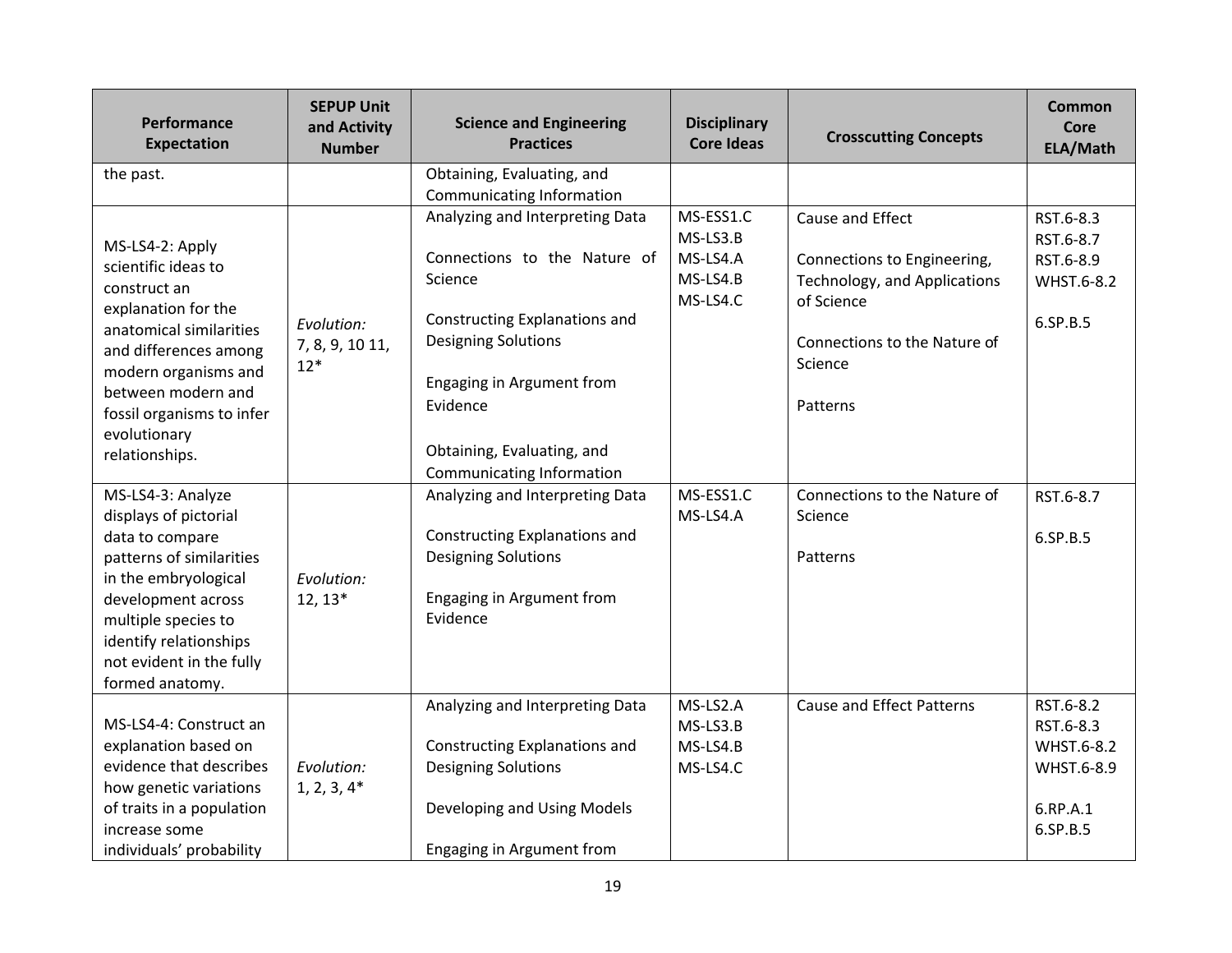| Performance Expectation | SEPUP Unit and Activity Number | Science and Engineering Practices | Disciplinary Core Ideas | Crosscutting Concepts | Common Core ELA/Math |
|---|---|---|---|---|---|
| the past. | | Obtaining, Evaluating, and Communicating Information | | | |
| MS-LS4-2: Apply scientific ideas to construct an explanation for the anatomical similarities and differences among modern organisms and between modern and fossil organisms to infer evolutionary relationships. | *Evolution:* 7, 8, 9, 10 11, 12* | Analyzing and Interpreting Data<br><br>Connections to the Nature of Science<br><br>Constructing Explanations and Designing Solutions<br><br>Engaging in Argument from Evidence<br><br>Obtaining, Evaluating, and Communicating Information | MS-ESS1.C<br>MS-LS3.B<br>MS-LS4.A<br>MS-LS4.B<br>MS-LS4.C | Cause and Effect<br><br>Connections to Engineering, Technology, and Applications of Science<br><br>Connections to the Nature of Science<br><br>Patterns | RST.6-8.3<br>RST.6-8.7<br>RST.6-8.9<br>WHST.6-8.2<br><br>6.SP.B.5 |
| MS-LS4-3: Analyze displays of pictorial data to compare patterns of similarities in the embryological development across multiple species to identify relationships not evident in the fully formed anatomy. | *Evolution:* 12, 13* | Analyzing and Interpreting Data<br><br>Constructing Explanations and Designing Solutions<br><br>Engaging in Argument from Evidence | MS-ESS1.C<br>MS-LS4.A | Connections to the Nature of Science<br><br>Patterns | RST.6-8.7<br><br>6.SP.B.5 |
| MS-LS4-4: Construct an explanation based on evidence that describes how genetic variations of traits in a population increase some individuals' probability | *Evolution:* 1, 2, 3, 4* | Analyzing and Interpreting Data<br><br>Constructing Explanations and Designing Solutions<br><br>Developing and Using Models<br><br>Engaging in Argument from | MS-LS2.A<br>MS-LS3.B<br>MS-LS4.B<br>MS-LS4.C | Cause and Effect Patterns | RST.6-8.2<br>RST.6-8.3<br>WHST.6-8.2<br>WHST.6-8.9<br><br>6.RP.A.1<br>6.SP.B.5 |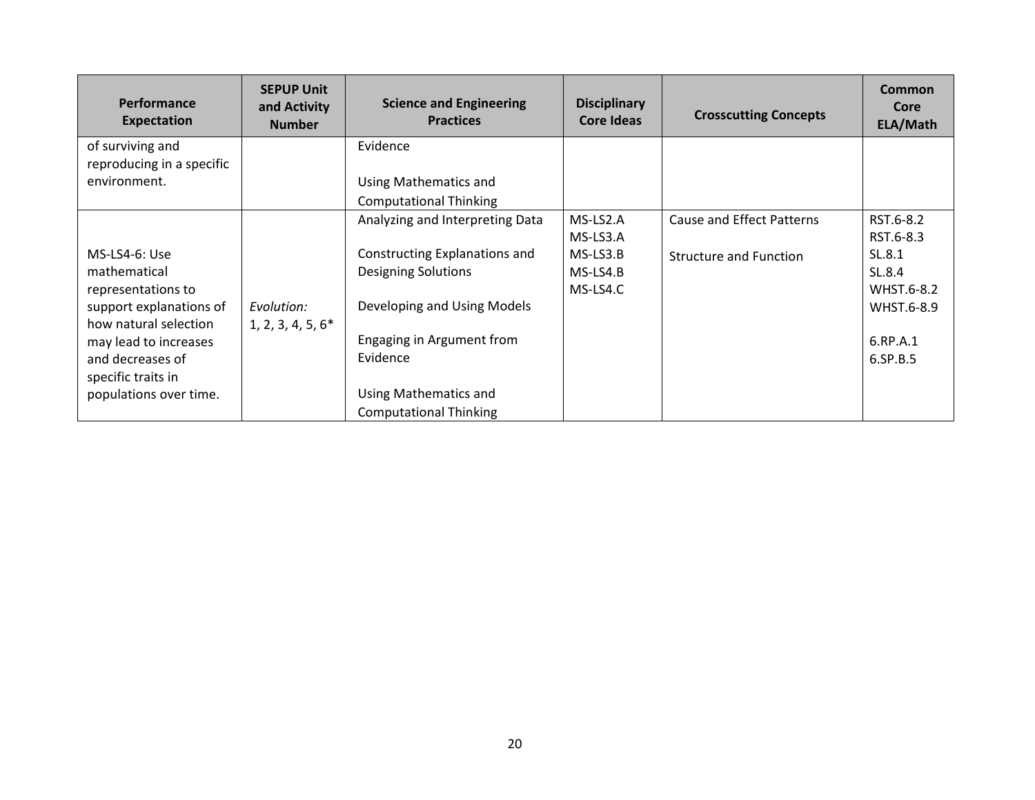| Performance Expectation | SEPUP Unit and Activity Number | Science and Engineering Practices | Disciplinary Core Ideas | Crosscutting Concepts | Common Core ELA/Math |
|---|---|---|---|---|---|
| of surviving and reproducing in a specific environment. | | Evidence<br><br>Using Mathematics and Computational Thinking | | | |
| MS-LS4-6: Use mathematical representations to support explanations of how natural selection may lead to increases and decreases of specific traits in populations over time. | *Evolution:* 1, 2, 3, 4, 5, 6* | Analyzing and Interpreting Data<br><br>Constructing Explanations and Designing Solutions<br><br>Developing and Using Models<br><br>Engaging in Argument from Evidence<br><br>Using Mathematics and Computational Thinking | MS-LS2.A<br>MS-LS3.A<br>MS-LS3.B<br>MS-LS4.B<br>MS-LS4.C | Cause and Effect Patterns<br><br>Structure and Function | RST.6-8.2<br>RST.6-8.3<br>SL.8.1<br>SL.8.4<br>WHST.6-8.2<br>WHST.6-8.9<br><br>6.RP.A.1<br>6.SP.B.5 |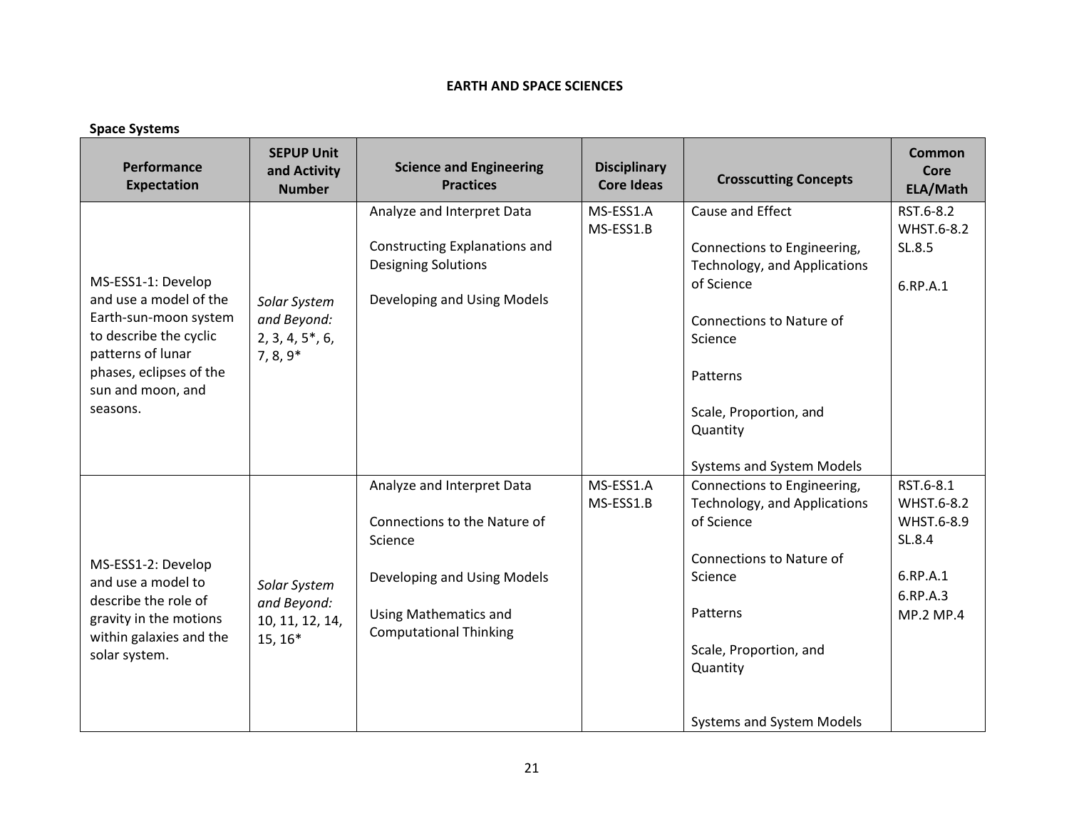**EARTH AND SPACE SCIENCES**

**Space Systems**

| Performance Expectation | SEPUP Unit and Activity Number | Science and Engineering Practices | Disciplinary Core Ideas | Crosscutting Concepts | Common Core ELA/Math |
|---|---|---|---|---|---|
| MS-ESS1-1: Develop and use a model of the Earth-sun-moon system to describe the cyclic patterns of lunar phases, eclipses of the sun and moon, and seasons. | *Solar System and Beyond:* 2, 3, 4, 5*, 6, 7, 8, 9* | Analyze and Interpret Data<br><br>Constructing Explanations and Designing Solutions<br><br>Developing and Using Models | MS-ESS1.A<br>MS-ESS1.B | Cause and Effect<br><br>Connections to Engineering, Technology, and Applications of Science<br><br>Connections to Nature of Science<br><br>Patterns<br><br>Scale, Proportion, and Quantity<br><br>Systems and System Models | RST.6-8.2<br>WHST.6-8.2<br>SL.8.5<br><br>6.RP.A.1 |
| MS-ESS1-2: Develop and use a model to describe the role of gravity in the motions within galaxies and the solar system. | *Solar System and Beyond:* 10, 11, 12, 14, 15, 16* | Analyze and Interpret Data<br><br>Connections to the Nature of Science<br><br>Developing and Using Models<br><br>Using Mathematics and Computational Thinking | MS-ESS1.A<br>MS-ESS1.B | Connections to Engineering, Technology, and Applications of Science<br><br>Connections to Nature of Science<br><br>Patterns<br><br>Scale, Proportion, and Quantity<br><br>Systems and System Models | RST.6-8.1<br>WHST.6-8.2<br>WHST.6-8.9<br>SL.8.4<br><br>6.RP.A.1<br>6.RP.A.3<br>MP.2 MP.4 |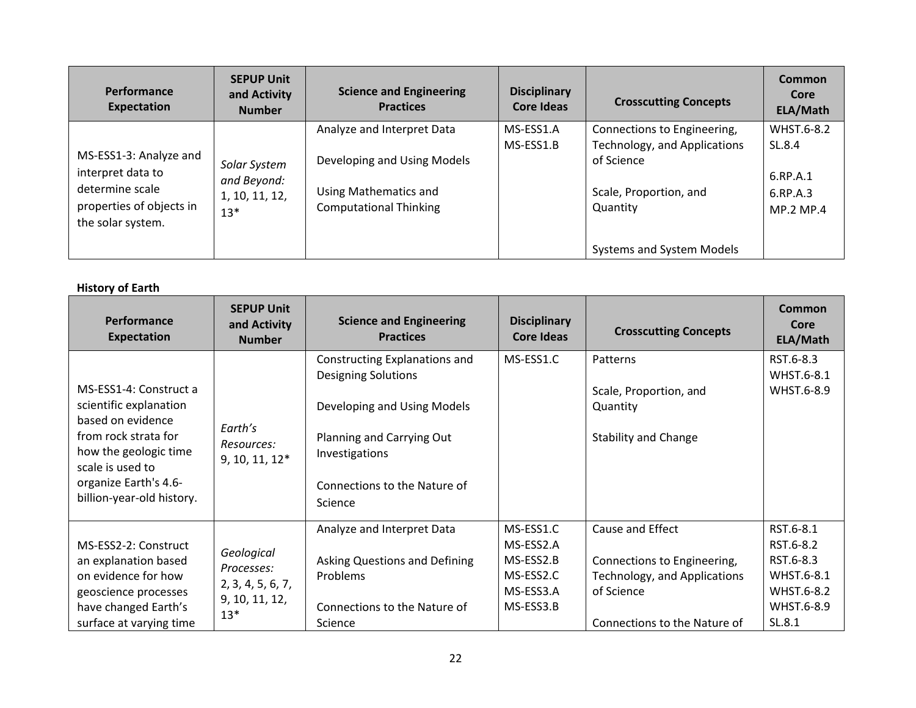| Performance Expectation | SEPUP Unit and Activity Number | Science and Engineering Practices | Disciplinary Core Ideas | Crosscutting Concepts | Common Core ELA/Math |
|---|---|---|---|---|---|
| MS-ESS1-3: Analyze and interpret data to determine scale properties of objects in the solar system. | *Solar System and Beyond:* 1, 10, 11, 12, 13* | Analyze and Interpret Data<br><br>Developing and Using Models<br><br>Using Mathematics and Computational Thinking | MS-ESS1.A<br>MS-ESS1.B | Connections to Engineering, Technology, and Applications of Science<br><br>Scale, Proportion, and Quantity<br><br>Systems and System Models | WHST.6-8.2<br>SL.8.4<br><br>6.RP.A.1<br>6.RP.A.3<br>MP.2 MP.4 |

**History of Earth**

| Performance Expectation | SEPUP Unit and Activity Number | Science and Engineering Practices | Disciplinary Core Ideas | Crosscutting Concepts | Common Core ELA/Math |
|---|---|---|---|---|---|
| MS-ESS1-4: Construct a scientific explanation based on evidence from rock strata for how the geologic time scale is used to organize Earth's 4.6-billion-year-old history. | *Earth's Resources:* 9, 10, 11, 12* | Constructing Explanations and Designing Solutions<br><br>Developing and Using Models<br><br>Planning and Carrying Out Investigations<br><br>Connections to the Nature of Science | MS-ESS1.C | Patterns<br><br>Scale, Proportion, and Quantity<br><br>Stability and Change | RST.6-8.3<br>WHST.6-8.1<br>WHST.6-8.9 |
| MS-ESS2-2: Construct an explanation based on evidence for how geoscience processes have changed Earth's surface at varying time | *Geological Processes:* 2, 3, 4, 5, 6, 7, 9, 10, 11, 12, 13* | Analyze and Interpret Data<br><br>Asking Questions and Defining Problems<br><br>Connections to the Nature of Science | MS-ESS1.C<br>MS-ESS2.A<br>MS-ESS2.B<br>MS-ESS2.C<br>MS-ESS3.A<br>MS-ESS3.B | Cause and Effect<br><br>Connections to Engineering, Technology, and Applications of Science<br><br>Connections to the Nature of | RST.6-8.1<br>RST.6-8.2<br>RST.6-8.3<br>WHST.6-8.1<br>WHST.6-8.2<br>WHST.6-8.9<br>SL.8.1 |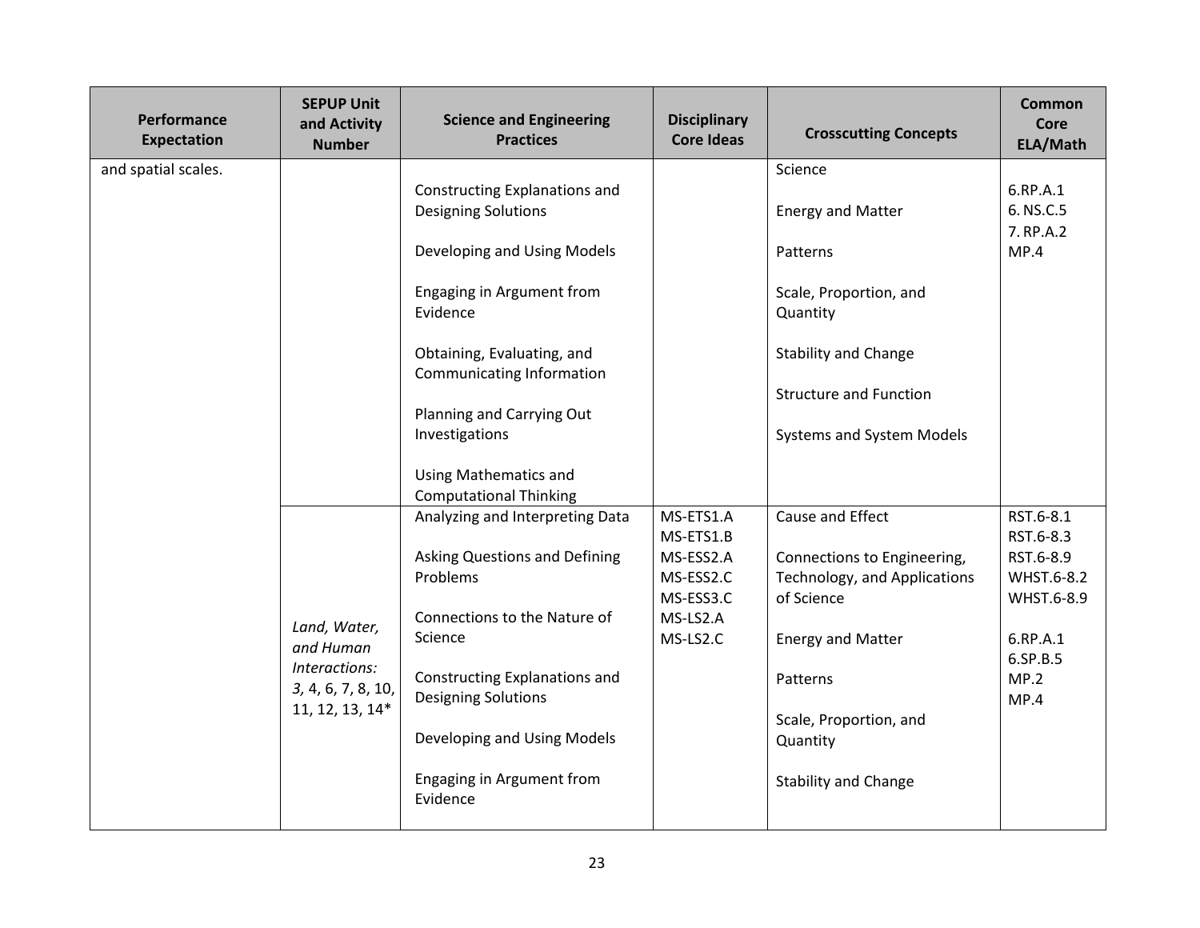| Performance Expectation | SEPUP Unit and Activity Number | Science and Engineering Practices | Disciplinary Core Ideas | Crosscutting Concepts | Common Core ELA/Math |
|---|---|---|---|---|---|
| and spatial scales. | | Constructing Explanations and Designing Solutions<br><br>Developing and Using Models<br><br>Engaging in Argument from Evidence<br><br>Obtaining, Evaluating, and Communicating Information<br><br>Planning and Carrying Out Investigations<br><br>Using Mathematics and Computational Thinking | | Science<br><br>Energy and Matter<br><br>Patterns<br><br>Scale, Proportion, and Quantity<br><br>Stability and Change<br><br>Structure and Function<br><br>Systems and System Models | 6.RP.A.1<br>6. NS.C.5<br>7. RP.A.2<br>MP.4 |
| | *Land, Water, and Human Interactions: 3,* 4, 6, 7, 8, 10, 11, 12, 13, 14* | Analyzing and Interpreting Data<br><br>Asking Questions and Defining Problems<br><br>Connections to the Nature of Science<br><br>Constructing Explanations and Designing Solutions<br><br>Developing and Using Models<br><br>Engaging in Argument from Evidence | MS-ETS1.A<br>MS-ETS1.B<br>MS-ESS2.A<br>MS-ESS2.C<br>MS-ESS3.C<br>MS-LS2.A<br>MS-LS2.C | Cause and Effect<br><br>Connections to Engineering, Technology, and Applications of Science<br><br>Energy and Matter<br><br>Patterns<br><br>Scale, Proportion, and Quantity<br><br>Stability and Change | RST.6-8.1<br>RST.6-8.3<br>RST.6-8.9<br>WHST.6-8.2<br>WHST.6-8.9<br><br>6.RP.A.1<br>6.SP.B.5<br>MP.2<br>MP.4 |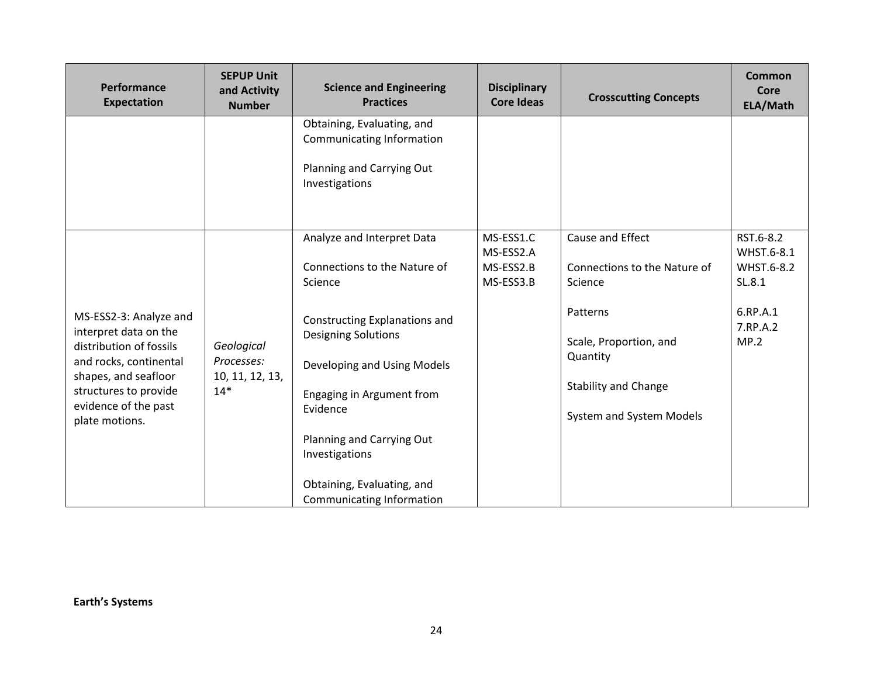| Performance Expectation | SEPUP Unit and Activity Number | Science and Engineering Practices | Disciplinary Core Ideas | Crosscutting Concepts | Common Core ELA/Math |
|---|---|---|---|---|---|
| | | Obtaining, Evaluating, and Communicating Information<br><br>Planning and Carrying Out Investigations | | | |
| MS-ESS2-3: Analyze and interpret data on the distribution of fossils and rocks, continental shapes, and seafloor structures to provide evidence of the past plate motions. | *Geological Processes:* 10, 11, 12, 13, 14* | Analyze and Interpret Data<br><br>Connections to the Nature of Science<br><br>Constructing Explanations and Designing Solutions<br><br>Developing and Using Models<br><br>Engaging in Argument from Evidence<br><br>Planning and Carrying Out Investigations<br><br>Obtaining, Evaluating, and Communicating Information | MS-ESS1.C<br>MS-ESS2.A<br>MS-ESS2.B<br>MS-ESS3.B | Cause and Effect<br><br>Connections to the Nature of Science<br><br>Patterns<br><br>Scale, Proportion, and Quantity<br><br>Stability and Change<br><br>System and System Models | RST.6-8.2<br>WHST.6-8.1<br>WHST.6-8.2<br>SL.8.1<br><br>6.RP.A.1<br>7.RP.A.2<br>MP.2 |

**Earth's Systems**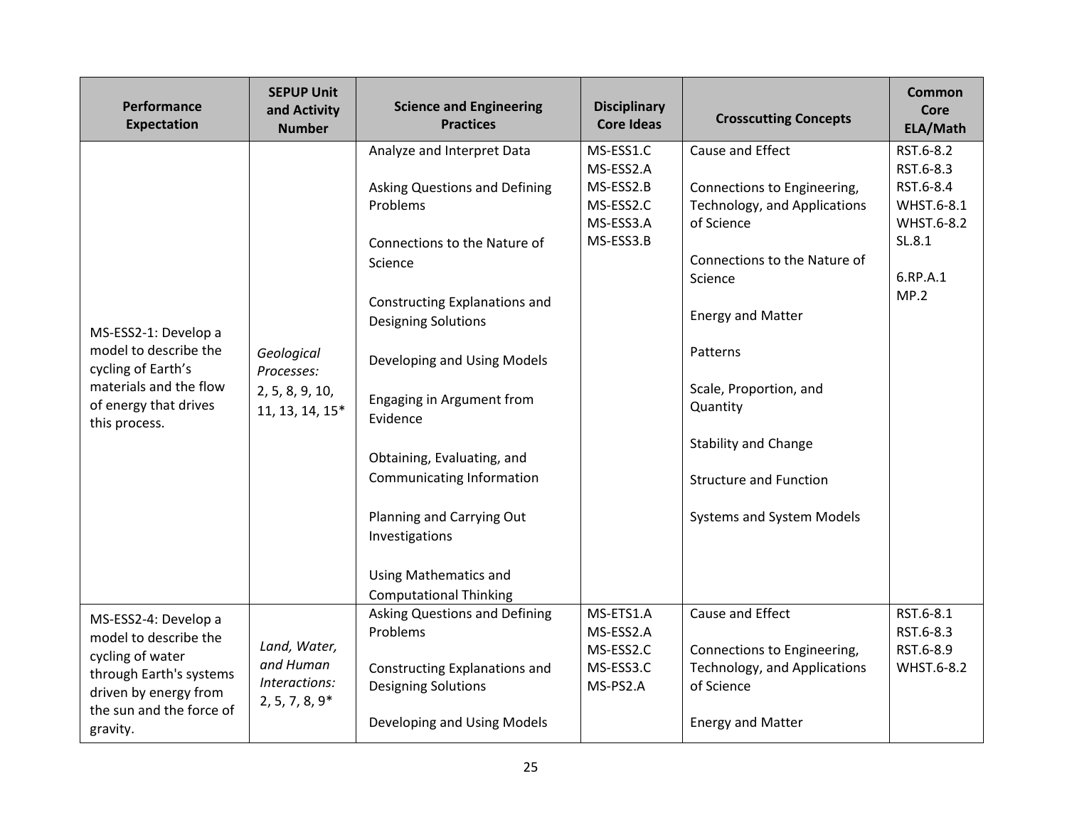| Performance Expectation | SEPUP Unit and Activity Number | Science and Engineering Practices | Disciplinary Core Ideas | Crosscutting Concepts | Common Core ELA/Math |
|---|---|---|---|---|---|
| MS-ESS2-1: Develop a model to describe the cycling of Earth's materials and the flow of energy that drives this process. | *Geological Processes:* 2, 5, 8, 9, 10, 11, 13, 14, 15* | Analyze and Interpret Data<br><br>Asking Questions and Defining Problems<br><br>Connections to the Nature of Science<br><br>Constructing Explanations and Designing Solutions<br><br>Developing and Using Models<br><br>Engaging in Argument from Evidence<br><br>Obtaining, Evaluating, and Communicating Information<br><br>Planning and Carrying Out Investigations<br><br>Using Mathematics and Computational Thinking | MS-ESS1.C<br>MS-ESS2.A<br>MS-ESS2.B<br>MS-ESS2.C<br>MS-ESS3.A<br>MS-ESS3.B | Cause and Effect<br><br>Connections to Engineering, Technology, and Applications of Science<br><br>Connections to the Nature of Science<br><br>Energy and Matter<br><br>Patterns<br><br>Scale, Proportion, and Quantity<br><br>Stability and Change<br><br>Structure and Function<br><br>Systems and System Models | RST.6-8.2<br>RST.6-8.3<br>RST.6-8.4<br>WHST.6-8.1<br>WHST.6-8.2<br>SL.8.1<br><br>6.RP.A.1<br>MP.2 |
| MS-ESS2-4: Develop a model to describe the cycling of water through Earth's systems driven by energy from the sun and the force of gravity. | *Land, Water, and Human Interactions:* 2, 5, 7, 8, 9* | Asking Questions and Defining Problems<br><br>Constructing Explanations and Designing Solutions<br><br>Developing and Using Models | MS-ETS1.A<br>MS-ESS2.A<br>MS-ESS2.C<br>MS-ESS3.C<br>MS-PS2.A | Cause and Effect<br><br>Connections to Engineering, Technology, and Applications of Science<br><br>Energy and Matter | RST.6-8.1<br>RST.6-8.3<br>RST.6-8.9<br>WHST.6-8.2 |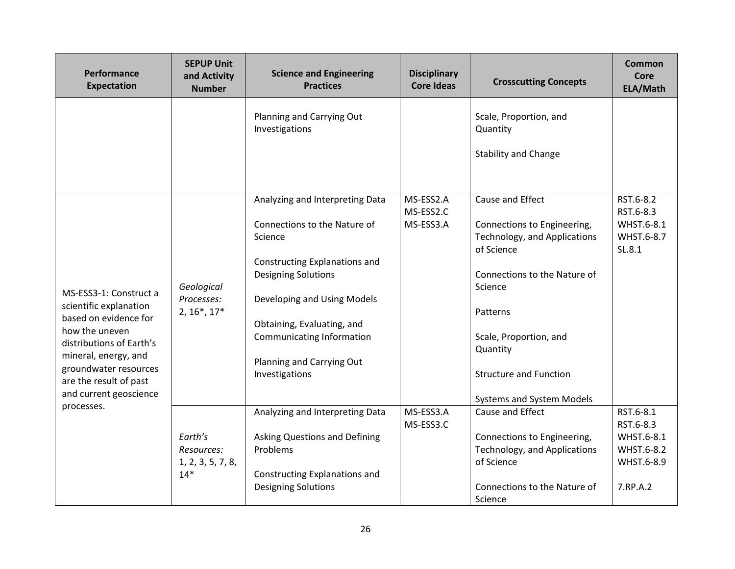| Performance Expectation | SEPUP Unit and Activity Number | Science and Engineering Practices | Disciplinary Core Ideas | Crosscutting Concepts | Common Core ELA/Math |
|---|---|---|---|---|---|
| | | Planning and Carrying Out Investigations | | Scale, Proportion, and Quantity<br><br>Stability and Change | |
| MS-ESS3-1: Construct a scientific explanation based on evidence for how the uneven distributions of Earth's mineral, energy, and groundwater resources are the result of past and current geoscience processes. | *Geological Processes:*<br>2, 16*, 17* | Analyzing and Interpreting Data<br><br>Connections to the Nature of Science<br><br>Constructing Explanations and Designing Solutions<br><br>Developing and Using Models<br><br>Obtaining, Evaluating, and Communicating Information<br><br>Planning and Carrying Out Investigations | MS-ESS2.A<br>MS-ESS2.C<br>MS-ESS3.A | Cause and Effect<br><br>Connections to Engineering, Technology, and Applications of Science<br><br>Connections to the Nature of Science<br><br>Patterns<br><br>Scale, Proportion, and Quantity<br><br>Structure and Function<br><br>Systems and System Models | RST.6-8.2<br>RST.6-8.3<br>WHST.6-8.1<br>WHST.6-8.7<br>SL.8.1 |
| | *Earth's Resources:*<br>1, 2, 3, 5, 7, 8, 14* | Analyzing and Interpreting Data<br><br>Asking Questions and Defining Problems<br><br>Constructing Explanations and Designing Solutions | MS-ESS3.A<br>MS-ESS3.C | Cause and Effect<br><br>Connections to Engineering, Technology, and Applications of Science<br><br>Connections to the Nature of Science | RST.6-8.1<br>RST.6-8.3<br>WHST.6-8.1<br>WHST.6-8.2<br>WHST.6-8.9<br><br>7.RP.A.2 |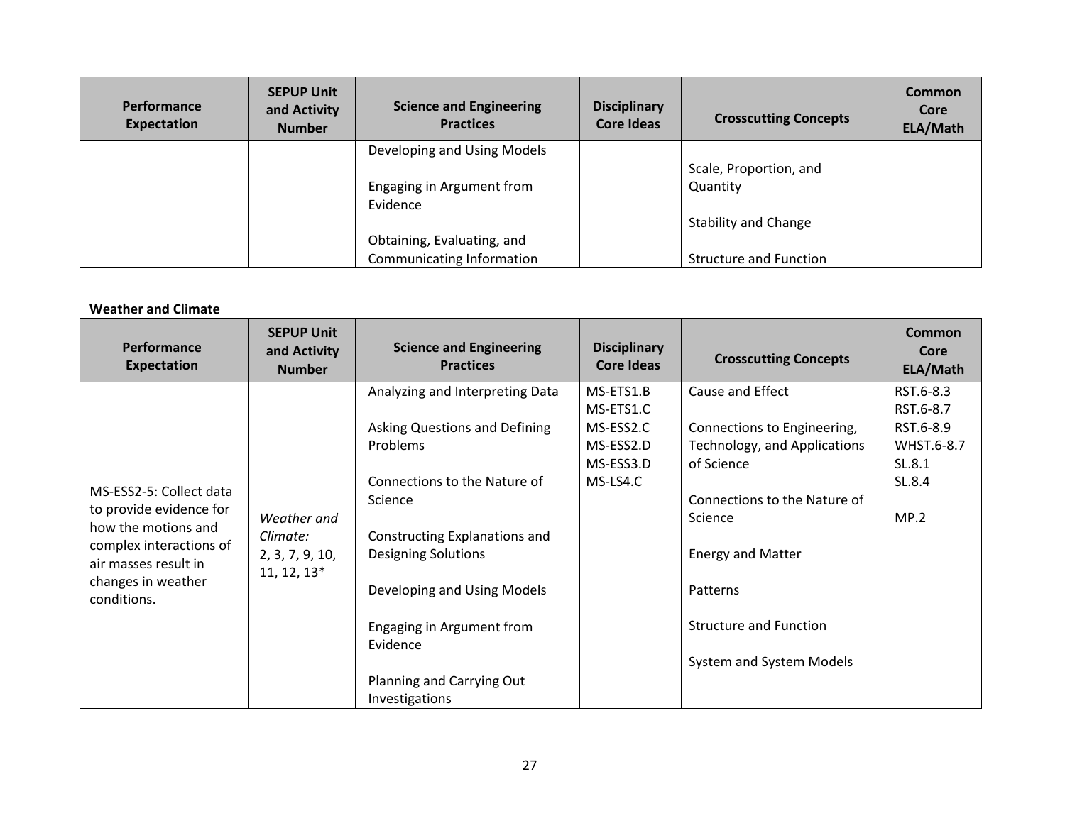| Performance Expectation | SEPUP Unit and Activity Number | Science and Engineering Practices | Disciplinary Core Ideas | Crosscutting Concepts | Common Core ELA/Math |
|---|---|---|---|---|---|
| | | Developing and Using Models<br><br>Engaging in Argument from Evidence<br><br>Obtaining, Evaluating, and Communicating Information | | Scale, Proportion, and Quantity<br><br>Stability and Change<br><br>Structure and Function | |

**Weather and Climate**

| Performance Expectation | SEPUP Unit and Activity Number | Science and Engineering Practices | Disciplinary Core Ideas | Crosscutting Concepts | Common Core ELA/Math |
|---|---|---|---|---|---|
| MS-ESS2-5: Collect data to provide evidence for how the motions and complex interactions of air masses result in changes in weather conditions. | *Weather and Climate:* 2, 3, 7, 9, 10, 11, 12, 13* | Analyzing and Interpreting Data<br><br>Asking Questions and Defining Problems<br><br>Connections to the Nature of Science<br><br>Constructing Explanations and Designing Solutions<br><br>Developing and Using Models<br><br>Engaging in Argument from Evidence<br><br>Planning and Carrying Out Investigations | MS-ETS1.B<br>MS-ETS1.C<br>MS-ESS2.C<br>MS-ESS2.D<br>MS-ESS3.D<br>MS-LS4.C | Cause and Effect<br><br>Connections to Engineering, Technology, and Applications of Science<br><br>Connections to the Nature of Science<br><br>Energy and Matter<br><br>Patterns<br><br>Structure and Function<br><br>System and System Models | RST.6-8.3<br>RST.6-8.7<br>RST.6-8.9<br>WHST.6-8.7<br>SL.8.1<br>SL.8.4<br><br>MP.2 |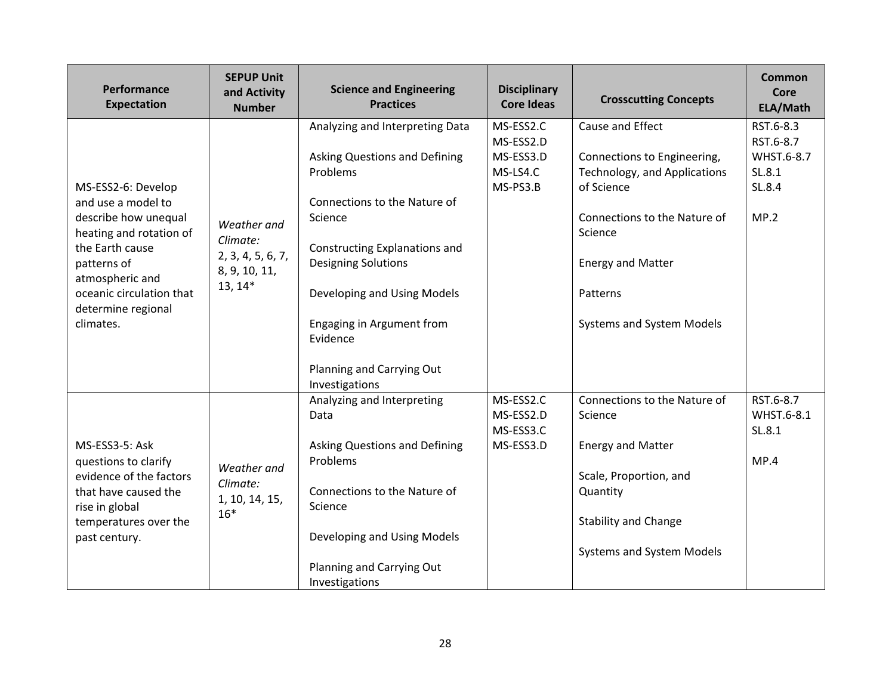| Performance Expectation | SEPUP Unit and Activity Number | Science and Engineering Practices | Disciplinary Core Ideas | Crosscutting Concepts | Common Core ELA/Math |
|---|---|---|---|---|---|
| MS-ESS2-6: Develop and use a model to describe how unequal heating and rotation of the Earth cause patterns of atmospheric and oceanic circulation that determine regional climates. | *Weather and Climate:* 2, 3, 4, 5, 6, 7, 8, 9, 10, 11, 13, 14* | Analyzing and Interpreting Data<br><br>Asking Questions and Defining Problems<br><br>Connections to the Nature of Science<br><br>Constructing Explanations and Designing Solutions<br><br>Developing and Using Models<br><br>Engaging in Argument from Evidence<br><br>Planning and Carrying Out Investigations | MS-ESS2.C<br>MS-ESS2.D<br>MS-ESS3.D<br>MS-LS4.C<br>MS-PS3.B | Cause and Effect<br><br>Connections to Engineering, Technology, and Applications of Science<br><br>Connections to the Nature of Science<br><br>Energy and Matter<br><br>Patterns<br><br>Systems and System Models | RST.6-8.3<br>RST.6-8.7<br>WHST.6-8.7<br>SL.8.1<br>SL.8.4<br><br>MP.2 |
| MS-ESS3-5: Ask questions to clarify evidence of the factors that have caused the rise in global temperatures over the past century. | *Weather and Climate:* 1, 10, 14, 15, 16* | Analyzing and Interpreting Data<br><br>Asking Questions and Defining Problems<br><br>Connections to the Nature of Science<br><br>Developing and Using Models<br><br>Planning and Carrying Out Investigations | MS-ESS2.C<br>MS-ESS2.D<br>MS-ESS3.C<br>MS-ESS3.D | Connections to the Nature of Science<br><br>Energy and Matter<br><br>Scale, Proportion, and Quantity<br><br>Stability and Change<br><br>Systems and System Models | RST.6-8.7<br>WHST.6-8.1<br>SL.8.1<br><br>MP.4 |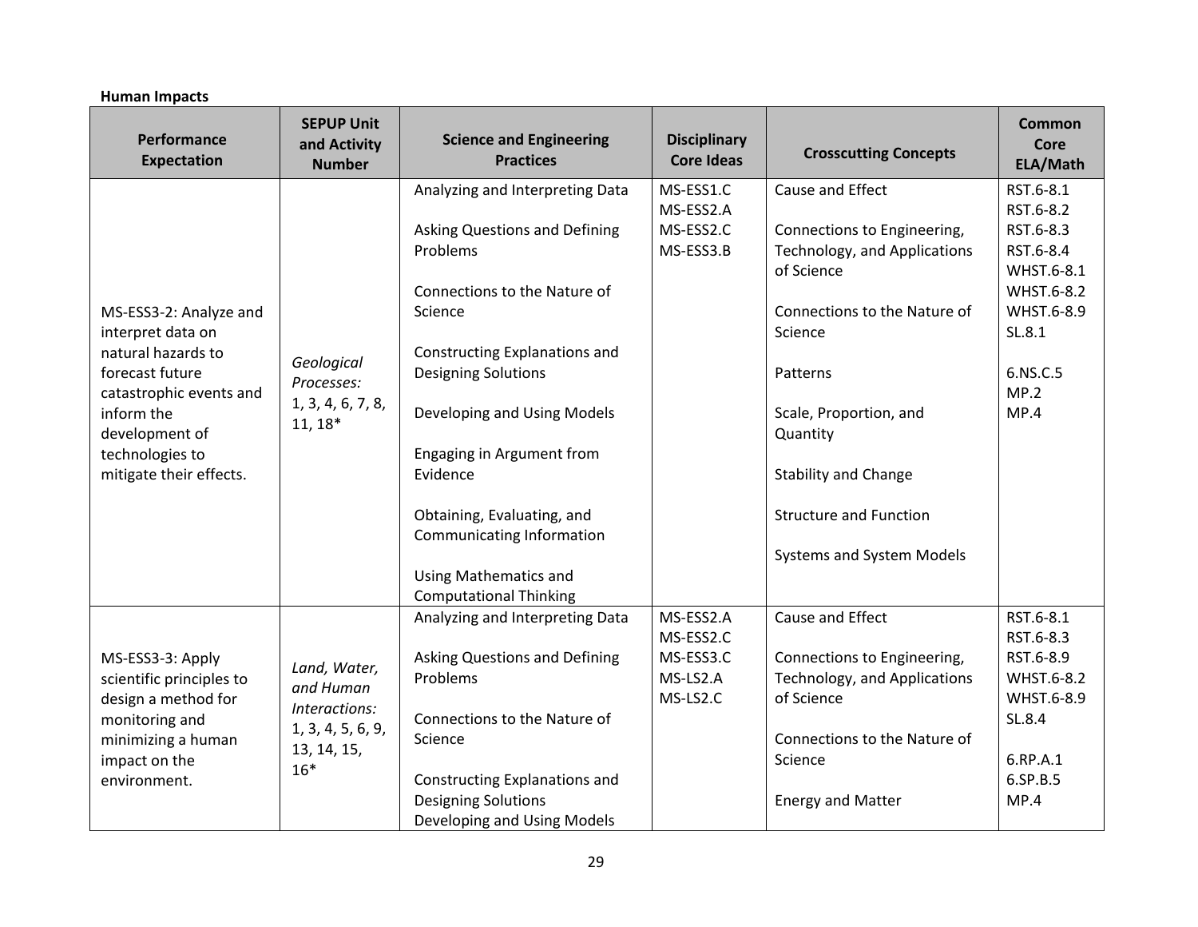**Human Impacts**

| Performance Expectation | SEPUP Unit and Activity Number | Science and Engineering Practices | Disciplinary Core Ideas | Crosscutting Concepts | Common Core ELA/Math |
|---|---|---|---|---|---|
| MS-ESS3-2: Analyze and interpret data on natural hazards to forecast future catastrophic events and inform the development of technologies to mitigate their effects. | *Geological Processes:* 1, 3, 4, 6, 7, 8, 11, 18* | Analyzing and Interpreting Data<br><br>Asking Questions and Defining Problems<br><br>Connections to the Nature of Science<br><br>Constructing Explanations and Designing Solutions<br><br>Developing and Using Models<br><br>Engaging in Argument from Evidence<br><br>Obtaining, Evaluating, and Communicating Information<br><br>Using Mathematics and Computational Thinking | MS-ESS1.C<br>MS-ESS2.A<br>MS-ESS2.C<br>MS-ESS3.B | Cause and Effect<br><br>Connections to Engineering, Technology, and Applications of Science<br><br>Connections to the Nature of Science<br><br>Patterns<br><br>Scale, Proportion, and Quantity<br><br>Stability and Change<br><br>Structure and Function<br><br>Systems and System Models | RST.6-8.1<br>RST.6-8.2<br>RST.6-8.3<br>RST.6-8.4<br>WHST.6-8.1<br>WHST.6-8.2<br>WHST.6-8.9<br>SL.8.1<br><br>6.NS.C.5<br>MP.2<br>MP.4 |
| MS-ESS3-3: Apply scientific principles to design a method for monitoring and minimizing a human impact on the environment. | *Land, Water, and Human Interactions:* 1, 3, 4, 5, 6, 9, 13, 14, 15, 16* | Analyzing and Interpreting Data<br><br>Asking Questions and Defining Problems<br><br>Connections to the Nature of Science<br><br>Constructing Explanations and Designing Solutions<br>Developing and Using Models | MS-ESS2.A<br>MS-ESS2.C<br>MS-ESS3.C<br>MS-LS2.A<br>MS-LS2.C | Cause and Effect<br><br>Connections to Engineering, Technology, and Applications of Science<br><br>Connections to the Nature of Science<br><br>Energy and Matter | RST.6-8.1<br>RST.6-8.3<br>RST.6-8.9<br>WHST.6-8.2<br>WHST.6-8.9<br>SL.8.4<br><br>6.RP.A.1<br>6.SP.B.5<br>MP.4 |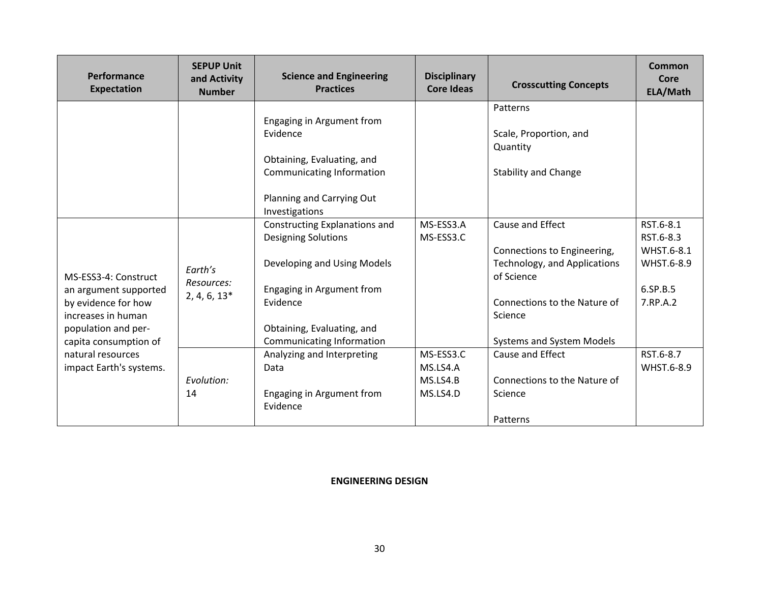| Performance Expectation | SEPUP Unit and Activity Number | Science and Engineering Practices | Disciplinary Core Ideas | Crosscutting Concepts | Common Core ELA/Math |
|---|---|---|---|---|---|
| | | Engaging in Argument from Evidence<br><br>Obtaining, Evaluating, and Communicating Information<br><br>Planning and Carrying Out Investigations | | Patterns<br><br>Scale, Proportion, and Quantity<br><br>Stability and Change | |
| MS-ESS3-4: Construct an argument supported by evidence for how increases in human population and per-capita consumption of natural resources impact Earth's systems. | *Earth's Resources:* 2, 4, 6, 13* | Constructing Explanations and Designing Solutions<br><br>Developing and Using Models<br><br>Engaging in Argument from Evidence<br><br>Obtaining, Evaluating, and Communicating Information | MS-ESS3.A<br>MS-ESS3.C | Cause and Effect<br><br>Connections to Engineering, Technology, and Applications of Science<br><br>Connections to the Nature of Science<br><br>Systems and System Models | RST.6-8.1<br>RST.6-8.3<br>WHST.6-8.1<br>WHST.6-8.9<br><br>6.SP.B.5<br>7.RP.A.2 |
| | *Evolution:* 14 | Analyzing and Interpreting Data<br><br>Engaging in Argument from Evidence | MS-ESS3.C<br>MS.LS4.A<br>MS.LS4.B<br>MS.LS4.D | Cause and Effect<br><br>Connections to the Nature of Science<br><br>Patterns | RST.6-8.7<br>WHST.6-8.9 |

**ENGINEERING DESIGN**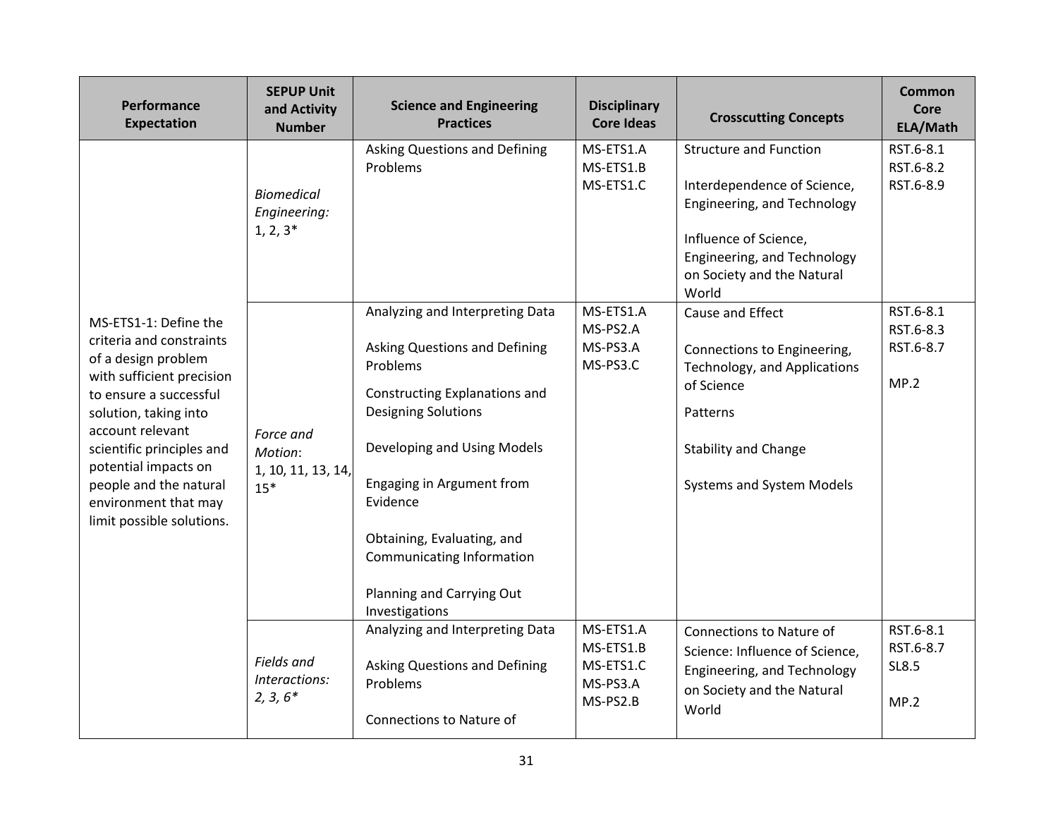| Performance Expectation | SEPUP Unit and Activity Number | Science and Engineering Practices | Disciplinary Core Ideas | Crosscutting Concepts | Common Core ELA/Math |
|---|---|---|---|---|---|
| MS-ETS1-1: Define the criteria and constraints of a design problem with sufficient precision to ensure a successful solution, taking into account relevant scientific principles and potential impacts on people and the natural environment that may limit possible solutions. | *Biomedical Engineering:* 1, 2, 3* | Asking Questions and Defining Problems | MS-ETS1.A<br>MS-ETS1.B<br>MS-ETS1.C | Structure and Function<br><br>Interdependence of Science, Engineering, and Technology<br><br>Influence of Science, Engineering, and Technology on Society and the Natural World | RST.6-8.1<br>RST.6-8.2<br>RST.6-8.9 |
| | *Force and Motion*: 1, 10, 11, 13, 14, 15* | Analyzing and Interpreting Data<br><br>Asking Questions and Defining Problems<br><br>Constructing Explanations and Designing Solutions<br><br>Developing and Using Models<br><br>Engaging in Argument from Evidence<br><br>Obtaining, Evaluating, and Communicating Information<br><br>Planning and Carrying Out Investigations | MS-ETS1.A<br>MS-PS2.A<br>MS-PS3.A<br>MS-PS3.C | Cause and Effect<br><br>Connections to Engineering, Technology, and Applications of Science<br><br>Patterns<br><br>Stability and Change<br><br>Systems and System Models | RST.6-8.1<br>RST.6-8.3<br>RST.6-8.7<br><br>MP.2 |
| | *Fields and Interactions: 2, 3, 6** | Analyzing and Interpreting Data<br><br>Asking Questions and Defining Problems<br><br>Connections to Nature of | MS-ETS1.A<br>MS-ETS1.B<br>MS-ETS1.C<br>MS-PS3.A<br>MS-PS2.B | Connections to Nature of Science: Influence of Science, Engineering, and Technology on Society and the Natural World | RST.6-8.1<br>RST.6-8.7<br>SL8.5<br><br>MP.2 |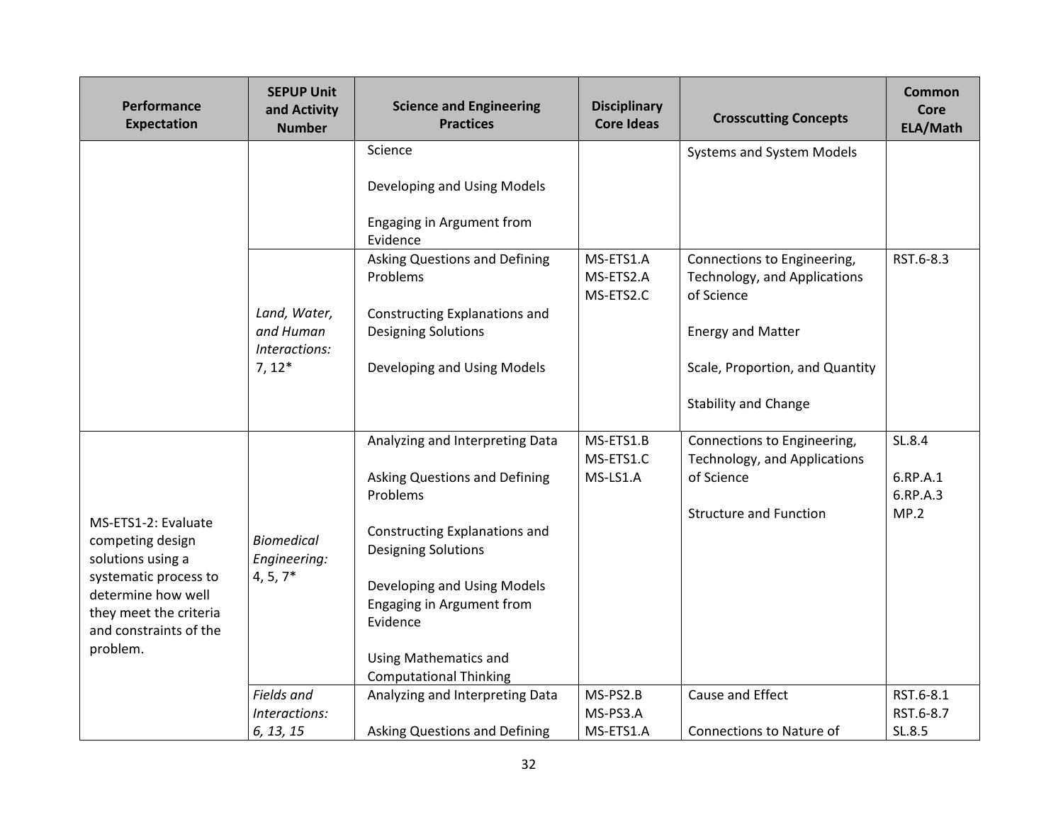| Performance Expectation | SEPUP Unit and Activity Number | Science and Engineering Practices | Disciplinary Core Ideas | Crosscutting Concepts | Common Core ELA/Math |
|---|---|---|---|---|---|
| | | Science<br><br>Developing and Using Models<br><br>Engaging in Argument from Evidence | | Systems and System Models | |
| | *Land, Water, and Human Interactions:* 7, 12* | Asking Questions and Defining Problems<br><br>Constructing Explanations and Designing Solutions<br><br>Developing and Using Models | MS-ETS1.A<br>MS-ETS2.A<br>MS-ETS2.C | Connections to Engineering, Technology, and Applications of Science<br><br>Energy and Matter<br><br>Scale, Proportion, and Quantity<br><br>Stability and Change | RST.6-8.3 |
| MS-ETS1-2: Evaluate competing design solutions using a systematic process to determine how well they meet the criteria and constraints of the problem. | *Biomedical Engineering:* 4, 5, 7* | Analyzing and Interpreting Data<br><br>Asking Questions and Defining Problems<br><br>Constructing Explanations and Designing Solutions<br><br>Developing and Using Models<br>Engaging in Argument from Evidence<br><br>Using Mathematics and Computational Thinking | MS-ETS1.B<br>MS-ETS1.C<br>MS-LS1.A | Connections to Engineering, Technology, and Applications of Science<br><br>Structure and Function | SL.8.4<br><br>6.RP.A.1<br>6.RP.A.3<br>MP.2 |
| | *Fields and Interactions: 6, 13, 15* | Analyzing and Interpreting Data<br><br>Asking Questions and Defining | MS-PS2.B<br>MS-PS3.A<br>MS-ETS1.A | Cause and Effect<br><br>Connections to Nature of | RST.6-8.1<br>RST.6-8.7<br>SL.8.5 |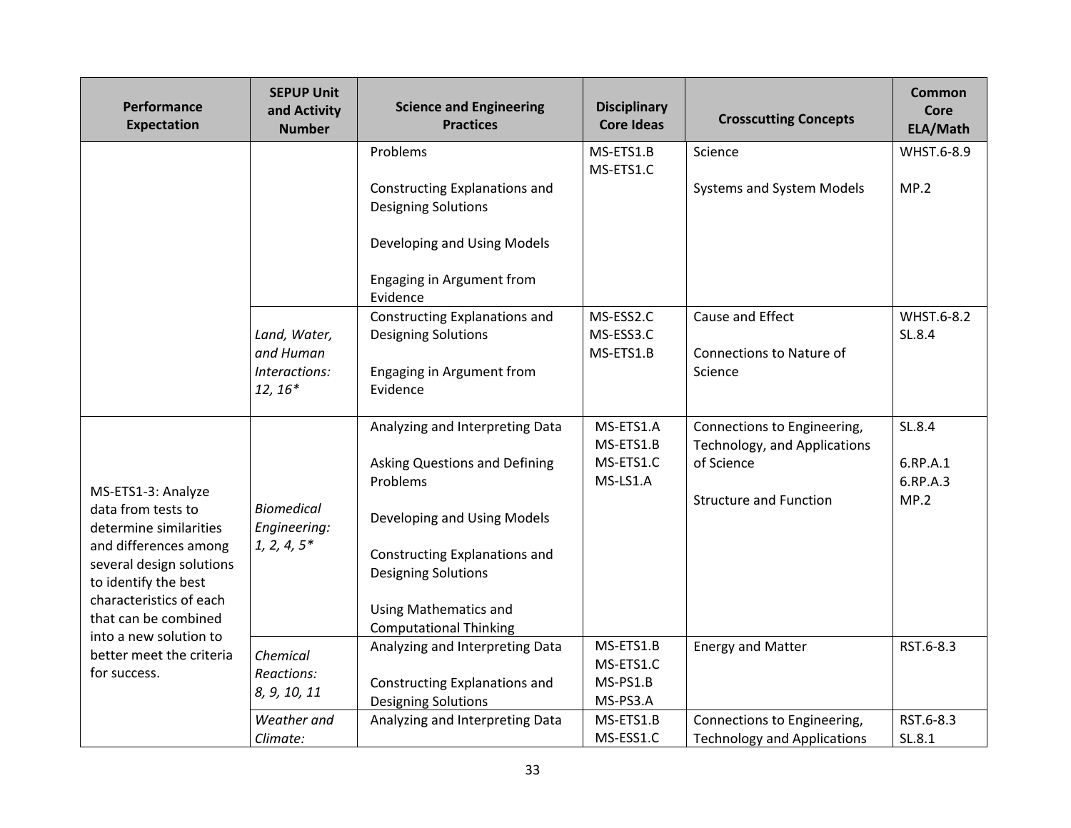| Performance Expectation | SEPUP Unit and Activity Number | Science and Engineering Practices | Disciplinary Core Ideas | Crosscutting Concepts | Common Core ELA/Math |
|---|---|---|---|---|---|
| | | Problems<br><br>Constructing Explanations and Designing Solutions<br><br>Developing and Using Models<br><br>Engaging in Argument from Evidence | MS-ETS1.B<br>MS-ETS1.C | Science<br><br>Systems and System Models | WHST.6-8.9<br><br>MP.2 |
| | *Land, Water, and Human Interactions: 12, 16** | Constructing Explanations and Designing Solutions<br><br>Engaging in Argument from Evidence | MS-ESS2.C<br>MS-ESS3.C<br>MS-ETS1.B | Cause and Effect<br><br>Connections to Nature of Science | WHST.6-8.2<br>SL.8.4 |
| MS-ETS1-3: Analyze data from tests to determine similarities and differences among several design solutions to identify the best characteristics of each that can be combined into a new solution to better meet the criteria for success. | *Biomedical Engineering: 1, 2, 4, 5** | Analyzing and Interpreting Data<br><br>Asking Questions and Defining Problems<br><br>Developing and Using Models<br><br>Constructing Explanations and Designing Solutions<br><br>Using Mathematics and Computational Thinking | MS-ETS1.A<br>MS-ETS1.B<br>MS-ETS1.C<br>MS-LS1.A | Connections to Engineering, Technology, and Applications of Science<br><br>Structure and Function | SL.8.4<br><br>6.RP.A.1<br>6.RP.A.3<br>MP.2 |
| | *Chemical Reactions: 8, 9, 10, 11* | Analyzing and Interpreting Data<br><br>Constructing Explanations and Designing Solutions | MS-ETS1.B<br>MS-ETS1.C<br>MS-PS1.B<br>MS-PS3.A | Energy and Matter | RST.6-8.3 |
| | *Weather and Climate:* | Analyzing and Interpreting Data | MS-ETS1.B<br>MS-ESS1.C | Connections to Engineering, Technology and Applications | RST.6-8.3<br>SL.8.1 |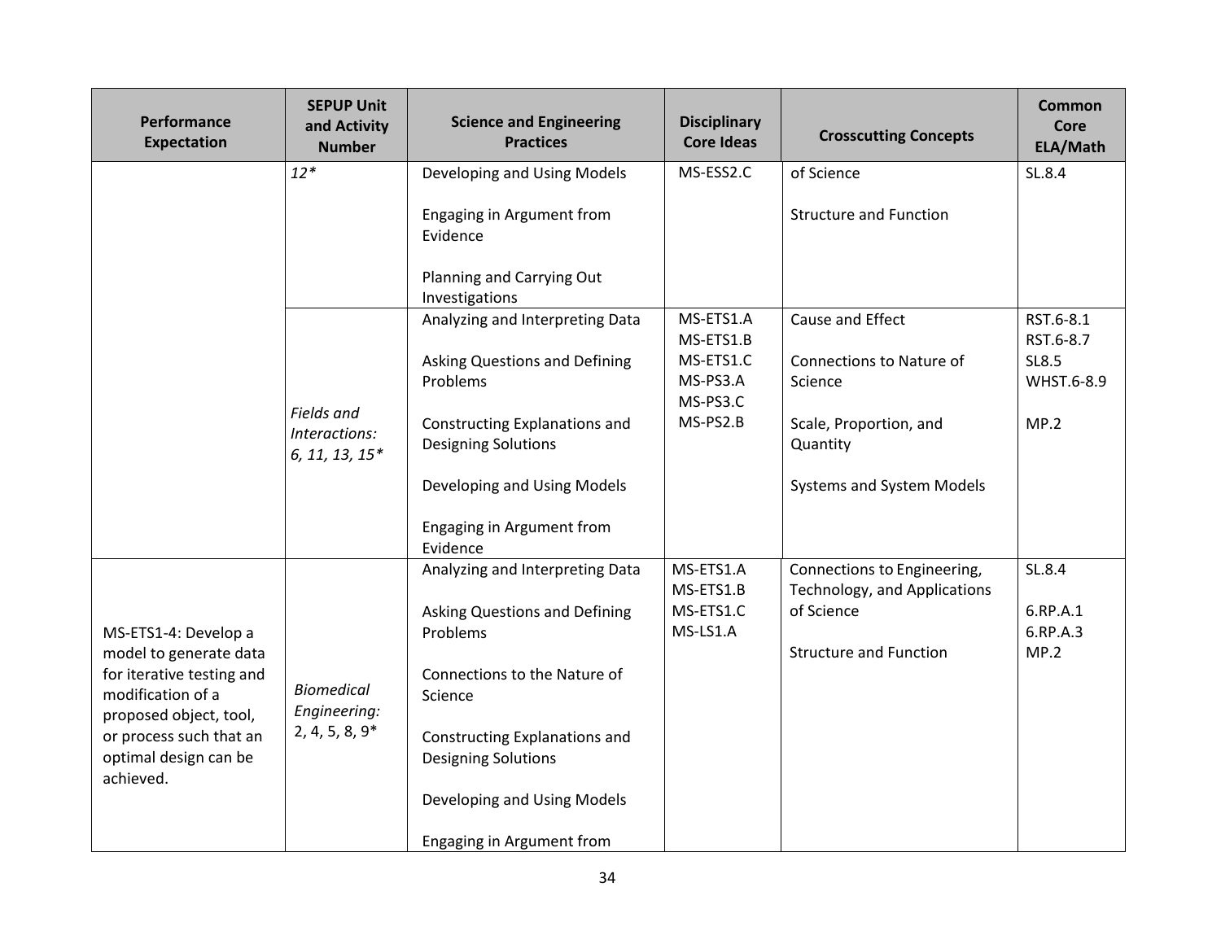| Performance Expectation | SEPUP Unit and Activity Number | Science and Engineering Practices | Disciplinary Core Ideas | Crosscutting Concepts | Common Core ELA/Math |
|---|---|---|---|---|---|
| | *12** | Developing and Using Models<br><br>Engaging in Argument from Evidence<br><br>Planning and Carrying Out Investigations | MS-ESS2.C | of Science<br><br>Structure and Function | SL.8.4 |
| | *Fields and Interactions: 6, 11, 13, 15** | Analyzing and Interpreting Data<br><br>Asking Questions and Defining Problems<br><br>Constructing Explanations and Designing Solutions<br><br>Developing and Using Models<br><br>Engaging in Argument from Evidence | MS-ETS1.A<br>MS-ETS1.B<br>MS-ETS1.C<br>MS-PS3.A<br>MS-PS3.C<br>MS-PS2.B | Cause and Effect<br><br>Connections to Nature of Science<br><br>Scale, Proportion, and Quantity<br><br>Systems and System Models | RST.6-8.1<br>RST.6-8.7<br>SL8.5<br>WHST.6-8.9<br><br>MP.2 |
| MS-ETS1-4: Develop a model to generate data for iterative testing and modification of a proposed object, tool, or process such that an optimal design can be achieved. | *Biomedical Engineering:* 2, 4, 5, 8, 9* | Analyzing and Interpreting Data<br><br>Asking Questions and Defining Problems<br><br>Connections to the Nature of Science<br><br>Constructing Explanations and Designing Solutions<br><br>Developing and Using Models<br><br>Engaging in Argument from | MS-ETS1.A<br>MS-ETS1.B<br>MS-ETS1.C<br>MS-LS1.A | Connections to Engineering, Technology, and Applications of Science<br><br>Structure and Function | SL.8.4<br><br>6.RP.A.1<br>6.RP.A.3<br>MP.2 |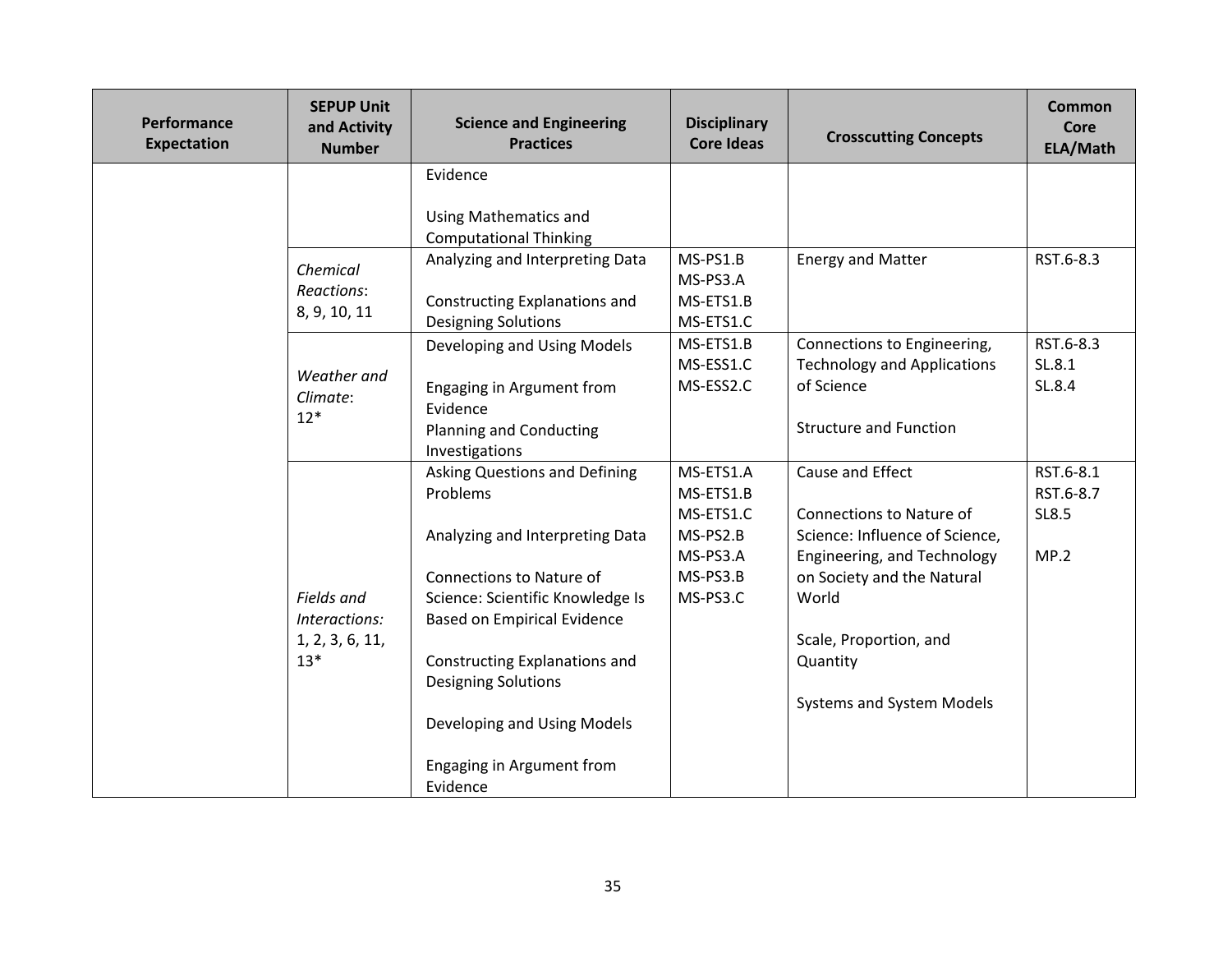| Performance Expectation | SEPUP Unit and Activity Number | Science and Engineering Practices | Disciplinary Core Ideas | Crosscutting Concepts | Common Core ELA/Math |
|---|---|---|---|---|---|
| | | Evidence<br><br>Using Mathematics and Computational Thinking | | | |
| | *Chemical Reactions*: 8, 9, 10, 11 | Analyzing and Interpreting Data<br><br>Constructing Explanations and Designing Solutions | MS-PS1.B<br>MS-PS3.A<br>MS-ETS1.B<br>MS-ETS1.C | Energy and Matter | RST.6-8.3 |
| | *Weather and Climate*: 12* | Developing and Using Models<br><br>Engaging in Argument from Evidence<br>Planning and Conducting Investigations | MS-ETS1.B<br>MS-ESS1.C<br>MS-ESS2.C | Connections to Engineering, Technology and Applications of Science<br><br>Structure and Function | RST.6-8.3<br>SL.8.1<br>SL.8.4 |
| | *Fields and Interactions:* 1, 2, 3, 6, 11, 13* | Asking Questions and Defining Problems<br><br>Analyzing and Interpreting Data<br><br>Connections to Nature of Science: Scientific Knowledge Is Based on Empirical Evidence<br><br>Constructing Explanations and Designing Solutions<br><br>Developing and Using Models<br><br>Engaging in Argument from Evidence | MS-ETS1.A<br>MS-ETS1.B<br>MS-ETS1.C<br>MS-PS2.B<br>MS-PS3.A<br>MS-PS3.B<br>MS-PS3.C | Cause and Effect<br><br>Connections to Nature of Science: Influence of Science, Engineering, and Technology on Society and the Natural World<br><br>Scale, Proportion, and Quantity<br><br>Systems and System Models | RST.6-8.1<br>RST.6-8.7<br>SL8.5<br><br>MP.2 |